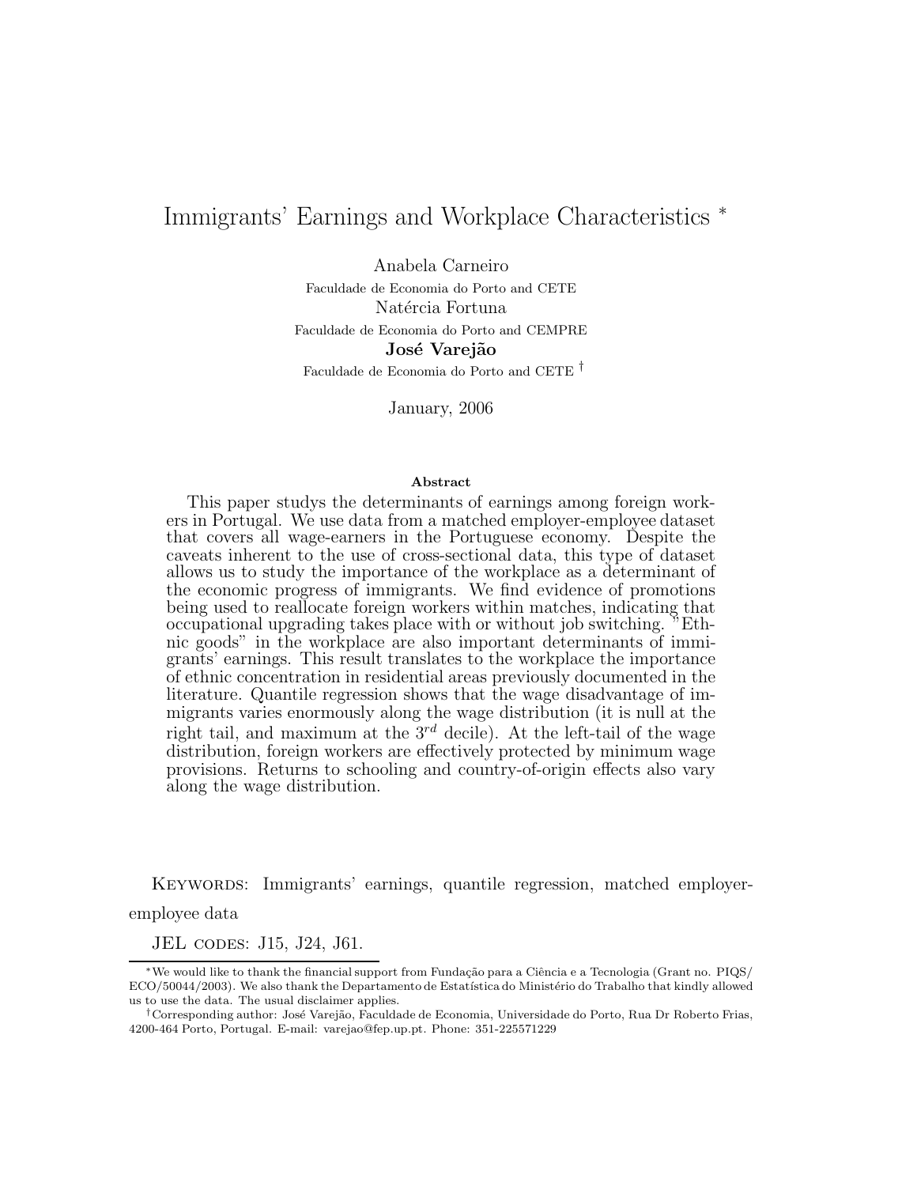# Immigrants' Earnings and Workplace Characteristics [*]

Anabela Carneiro
Faculdade de Economia do Porto and CETE

Natércia Fortuna
Faculdade de Economia do Porto and CEMPRE

**José Varejão**
Faculdade de Economia do Porto and CETE [†]

January, 2006

**Abstract**

This paper studys the determinants of earnings among foreign workers in Portugal. We use data from a matched employer-employee dataset that covers all wage-earners in the Portuguese economy. Despite the caveats inherent to the use of cross-sectional data, this type of dataset allows us to study the importance of the workplace as a determinant of the economic progress of immigrants. We find evidence of promotions being used to reallocate foreign workers within matches, indicating that occupational upgrading takes place with or without job switching. "Ethnic goods" in the workplace are also important determinants of immigrants' earnings. This result translates to the workplace the importance of ethnic concentration in residential areas previously documented in the literature. Quantile regression shows that the wage disadvantage of immigrants varies enormously along the wage distribution (it is null at the right tail, and maximum at the $3^{rd}$ decile). At the left-tail of the wage distribution, foreign workers are effectively protected by minimum wage provisions. Returns to schooling and country-of-origin effects also vary along the wage distribution.

KEYWORDS: Immigrants' earnings, quantile regression, matched employer-employee data

JEL CODES: J15, J24, J61.

[*] We would like to thank the financial support from Fundação para a Ciência e a Tecnologia (Grant no. PIQS/ECO/50044/2003). We also thank the Departamento de Estatística do Ministério do Trabalho that kindly allowed us to use the data. The usual disclaimer applies.

[†] Corresponding author: José Varejão, Faculdade de Economia, Universidade do Porto, Rua Dr Roberto Frias, 4200-464 Porto, Portugal. E-mail: varejao@fep.up.pt. Phone: 351-225571229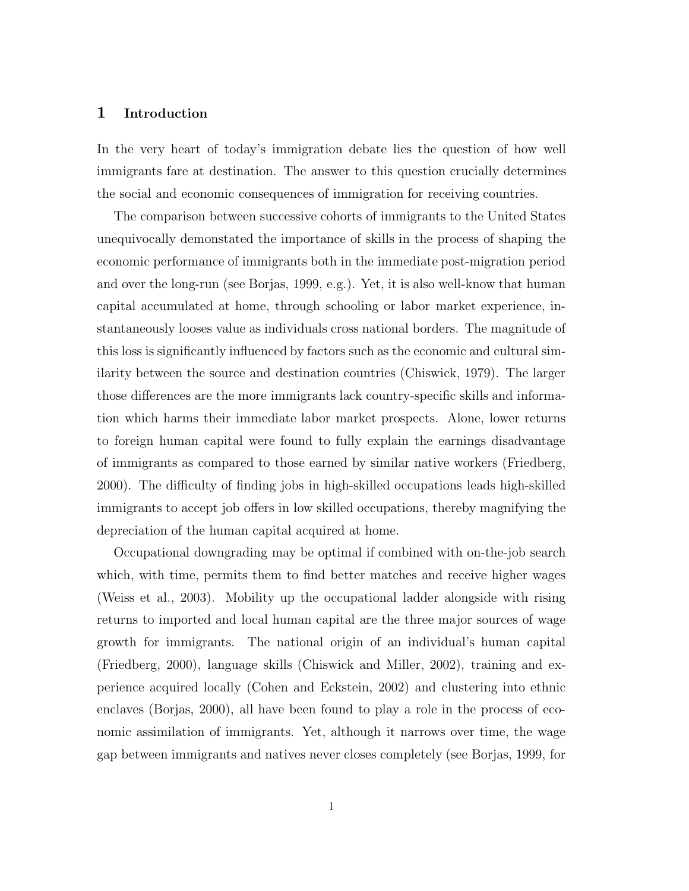## 1 Introduction

In the very heart of today's immigration debate lies the question of how well immigrants fare at destination. The answer to this question crucially determines the social and economic consequences of immigration for receiving countries.

The comparison between successive cohorts of immigrants to the United States unequivocally demonstated the importance of skills in the process of shaping the economic performance of immigrants both in the immediate post-migration period and over the long-run (see Borjas, 1999, e.g.). Yet, it is also well-know that human capital accumulated at home, through schooling or labor market experience, instantaneously looses value as individuals cross national borders. The magnitude of this loss is significantly influenced by factors such as the economic and cultural similarity between the source and destination countries (Chiswick, 1979). The larger those differences are the more immigrants lack country-specific skills and information which harms their immediate labor market prospects. Alone, lower returns to foreign human capital were found to fully explain the earnings disadvantage of immigrants as compared to those earned by similar native workers (Friedberg, 2000). The difficulty of finding jobs in high-skilled occupations leads high-skilled immigrants to accept job offers in low skilled occupations, thereby magnifying the depreciation of the human capital acquired at home.

Occupational downgrading may be optimal if combined with on-the-job search which, with time, permits them to find better matches and receive higher wages (Weiss et al., 2003). Mobility up the occupational ladder alongside with rising returns to imported and local human capital are the three major sources of wage growth for immigrants. The national origin of an individual's human capital (Friedberg, 2000), language skills (Chiswick and Miller, 2002), training and experience acquired locally (Cohen and Eckstein, 2002) and clustering into ethnic enclaves (Borjas, 2000), all have been found to play a role in the process of economic assimilation of immigrants. Yet, although it narrows over time, the wage gap between immigrants and natives never closes completely (see Borjas, 1999, for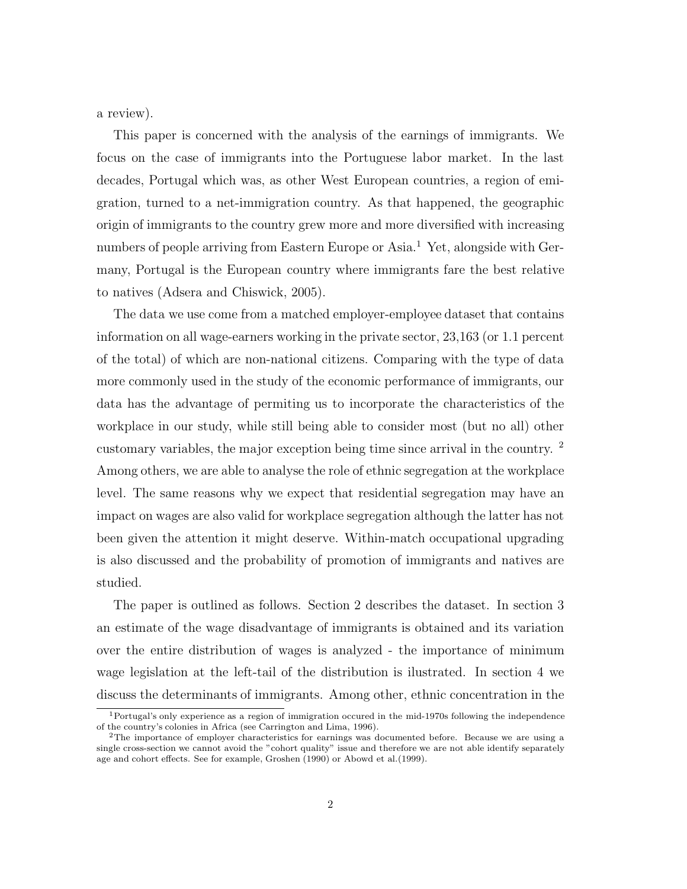a review).

This paper is concerned with the analysis of the earnings of immigrants. We focus on the case of immigrants into the Portuguese labor market. In the last decades, Portugal which was, as other West European countries, a region of emigration, turned to a net-immigration country. As that happened, the geographic origin of immigrants to the country grew more and more diversified with increasing numbers of people arriving from Eastern Europe or Asia.[1] Yet, alongside with Germany, Portugal is the European country where immigrants fare the best relative to natives (Adsera and Chiswick, 2005).

The data we use come from a matched employer-employee dataset that contains information on all wage-earners working in the private sector, 23,163 (or 1.1 percent of the total) of which are non-national citizens. Comparing with the type of data more commonly used in the study of the economic performance of immigrants, our data has the advantage of permiting us to incorporate the characteristics of the workplace in our study, while still being able to consider most (but no all) other customary variables, the major exception being time since arrival in the country. [2] Among others, we are able to analyse the role of ethnic segregation at the workplace level. The same reasons why we expect that residential segregation may have an impact on wages are also valid for workplace segregation although the latter has not been given the attention it might deserve. Within-match occupational upgrading is also discussed and the probability of promotion of immigrants and natives are studied.

The paper is outlined as follows. Section 2 describes the dataset. In section 3 an estimate of the wage disadvantage of immigrants is obtained and its variation over the entire distribution of wages is analyzed - the importance of minimum wage legislation at the left-tail of the distribution is ilustrated. In section 4 we discuss the determinants of immigrants. Among other, ethnic concentration in the

[1] Portugal's only experience as a region of immigration occured in the mid-1970s following the independence of the country's colonies in Africa (see Carrington and Lima, 1996).

[2] The importance of employer characteristics for earnings was documented before. Because we are using a single cross-section we cannot avoid the "cohort quality" issue and therefore we are not able identify separately age and cohort effects. See for example, Groshen (1990) or Abowd et al.(1999).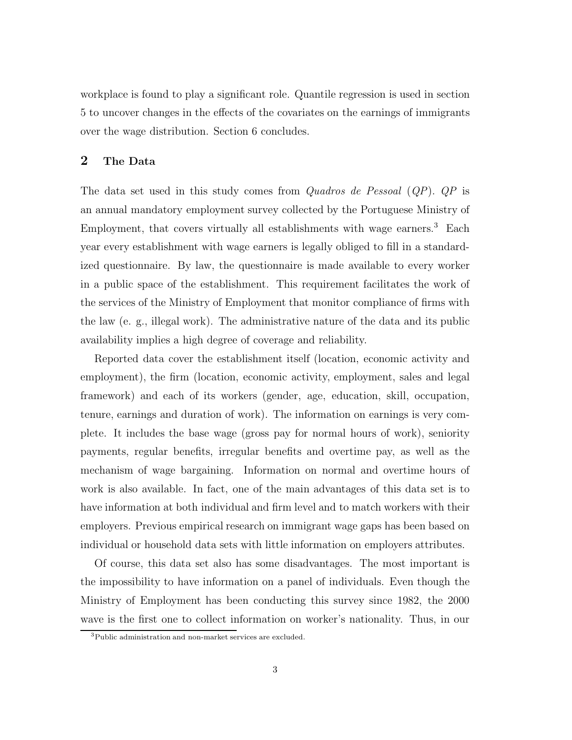workplace is found to play a significant role. Quantile regression is used in section 5 to uncover changes in the effects of the covariates on the earnings of immigrants over the wage distribution. Section 6 concludes.

## 2 The Data

The data set used in this study comes from *Quadros de Pessoal* (*QP*). *QP* is an annual mandatory employment survey collected by the Portuguese Ministry of Employment, that covers virtually all establishments with wage earners.[3] Each year every establishment with wage earners is legally obliged to fill in a standardized questionnaire. By law, the questionnaire is made available to every worker in a public space of the establishment. This requirement facilitates the work of the services of the Ministry of Employment that monitor compliance of firms with the law (e. g., illegal work). The administrative nature of the data and its public availability implies a high degree of coverage and reliability.

Reported data cover the establishment itself (location, economic activity and employment), the firm (location, economic activity, employment, sales and legal framework) and each of its workers (gender, age, education, skill, occupation, tenure, earnings and duration of work). The information on earnings is very complete. It includes the base wage (gross pay for normal hours of work), seniority payments, regular benefits, irregular benefits and overtime pay, as well as the mechanism of wage bargaining. Information on normal and overtime hours of work is also available. In fact, one of the main advantages of this data set is to have information at both individual and firm level and to match workers with their employers. Previous empirical research on immigrant wage gaps has been based on individual or household data sets with little information on employers attributes.

Of course, this data set also has some disadvantages. The most important is the impossibility to have information on a panel of individuals. Even though the Ministry of Employment has been conducting this survey since 1982, the 2000 wave is the first one to collect information on worker's nationality. Thus, in our

[3] Public administration and non-market services are excluded.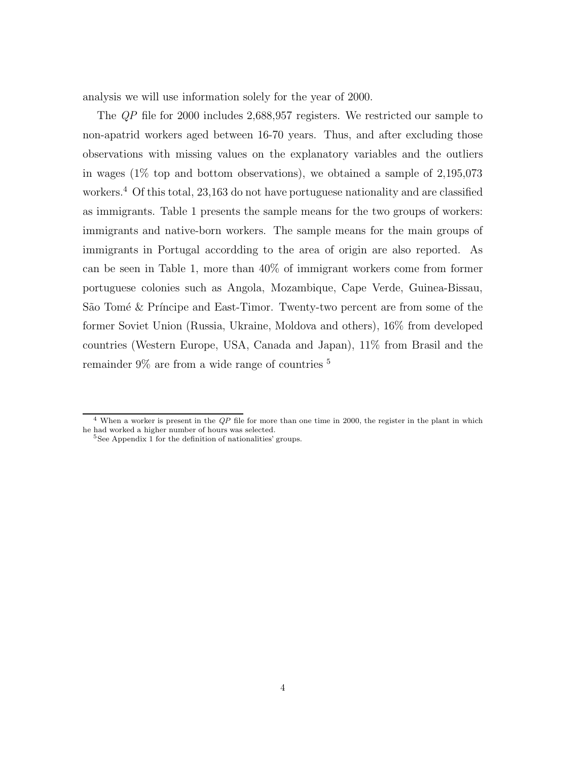analysis we will use information solely for the year of 2000.

The *QP* file for 2000 includes 2,688,957 registers. We restricted our sample to non-apatrid workers aged between 16-70 years. Thus, and after excluding those observations with missing values on the explanatory variables and the outliers in wages (1% top and bottom observations), we obtained a sample of 2,195,073 workers.[4] Of this total, 23,163 do not have portuguese nationality and are classified as immigrants. Table 1 presents the sample means for the two groups of workers: immigrants and native-born workers. The sample means for the main groups of immigrants in Portugal accordding to the area of origin are also reported. As can be seen in Table 1, more than 40% of immigrant workers come from former portuguese colonies such as Angola, Mozambique, Cape Verde, Guinea-Bissau, São Tomé & Príncipe and East-Timor. Twenty-two percent are from some of the former Soviet Union (Russia, Ukraine, Moldova and others), 16% from developed countries (Western Europe, USA, Canada and Japan), 11% from Brasil and the remainder 9% are from a wide range of countries [5]

[4] When a worker is present in the *QP* file for more than one time in 2000, the register in the plant in which he had worked a higher number of hours was selected.

[5] See Appendix 1 for the definition of nationalities' groups.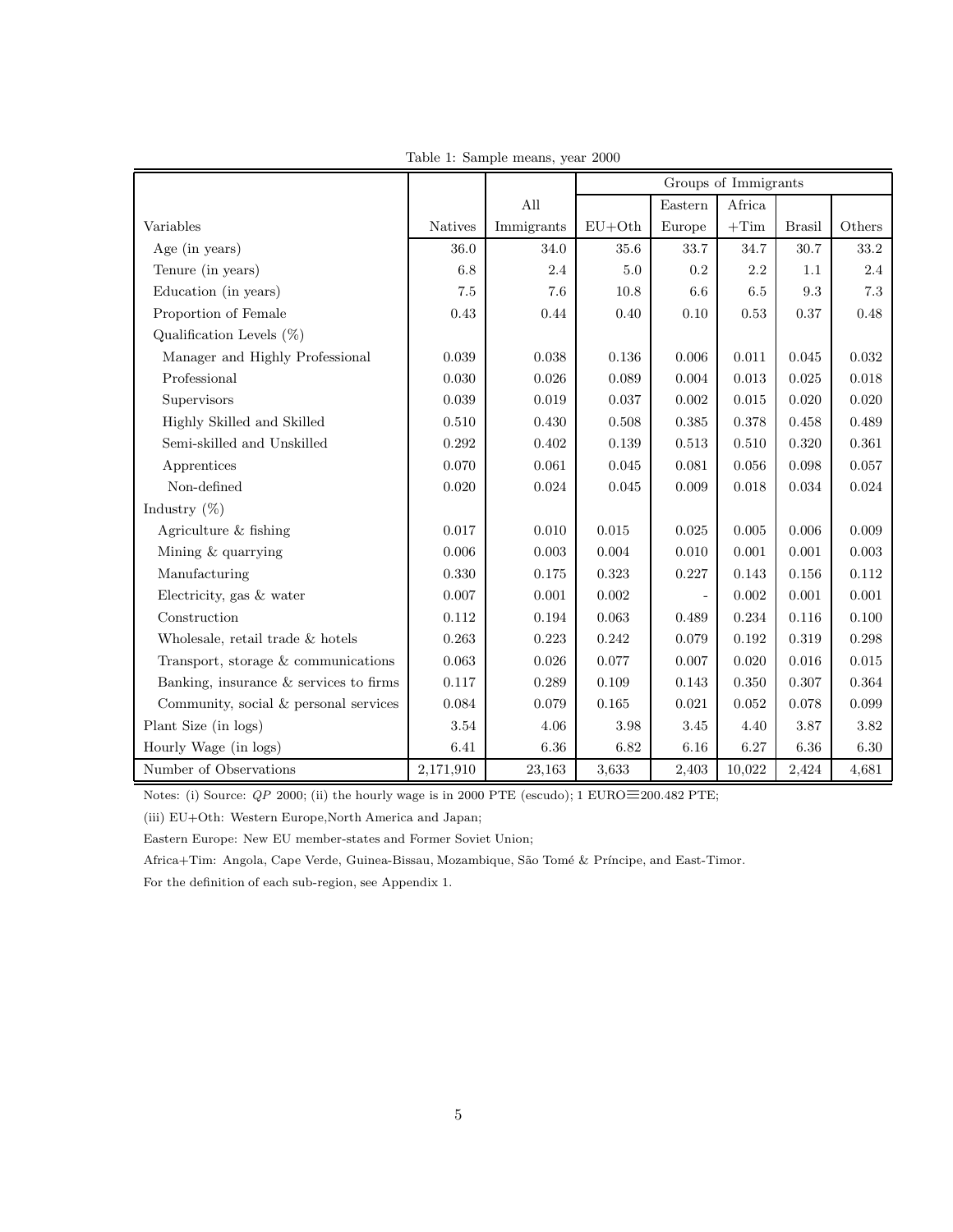Table 1: Sample means, year 2000

| | | | Groups of Immigrants | | | | |
|---|---|---|---|---|---|---|---|
| Variables | Natives | All Immigrants | EU+Oth | Eastern Europe | Africa +Tim | Brasil | Others |
| Age (in years) | 36.0 | 34.0 | 35.6 | 33.7 | 34.7 | 30.7 | 33.2 |
| Tenure (in years) | 6.8 | 2.4 | 5.0 | 0.2 | 2.2 | 1.1 | 2.4 |
| Education (in years) | 7.5 | 7.6 | 10.8 | 6.6 | 6.5 | 9.3 | 7.3 |
| Proportion of Female | 0.43 | 0.44 | 0.40 | 0.10 | 0.53 | 0.37 | 0.48 |
| Qualification Levels (%) | | | | | | | |
| Manager and Highly Professional | 0.039 | 0.038 | 0.136 | 0.006 | 0.011 | 0.045 | 0.032 |
| Professional | 0.030 | 0.026 | 0.089 | 0.004 | 0.013 | 0.025 | 0.018 |
| Supervisors | 0.039 | 0.019 | 0.037 | 0.002 | 0.015 | 0.020 | 0.020 |
| Highly Skilled and Skilled | 0.510 | 0.430 | 0.508 | 0.385 | 0.378 | 0.458 | 0.489 |
| Semi-skilled and Unskilled | 0.292 | 0.402 | 0.139 | 0.513 | 0.510 | 0.320 | 0.361 |
| Apprentices | 0.070 | 0.061 | 0.045 | 0.081 | 0.056 | 0.098 | 0.057 |
| Non-defined | 0.020 | 0.024 | 0.045 | 0.009 | 0.018 | 0.034 | 0.024 |
| Industry (%) | | | | | | | |
| Agriculture & fishing | 0.017 | 0.010 | 0.015 | 0.025 | 0.005 | 0.006 | 0.009 |
| Mining & quarrying | 0.006 | 0.003 | 0.004 | 0.010 | 0.001 | 0.001 | 0.003 |
| Manufacturing | 0.330 | 0.175 | 0.323 | 0.227 | 0.143 | 0.156 | 0.112 |
| Electricity, gas & water | 0.007 | 0.001 | 0.002 | - | 0.002 | 0.001 | 0.001 |
| Construction | 0.112 | 0.194 | 0.063 | 0.489 | 0.234 | 0.116 | 0.100 |
| Wholesale, retail trade & hotels | 0.263 | 0.223 | 0.242 | 0.079 | 0.192 | 0.319 | 0.298 |
| Transport, storage & communications | 0.063 | 0.026 | 0.077 | 0.007 | 0.020 | 0.016 | 0.015 |
| Banking, insurance & services to firms | 0.117 | 0.289 | 0.109 | 0.143 | 0.350 | 0.307 | 0.364 |
| Community, social & personal services | 0.084 | 0.079 | 0.165 | 0.021 | 0.052 | 0.078 | 0.099 |
| Plant Size (in logs) | 3.54 | 4.06 | 3.98 | 3.45 | 4.40 | 3.87 | 3.82 |
| Hourly Wage (in logs) | 6.41 | 6.36 | 6.82 | 6.16 | 6.27 | 6.36 | 6.30 |
| Number of Observations | 2,171,910 | 23,163 | 3,633 | 2,403 | 10,022 | 2,424 | 4,681 |

Notes: (i) Source: *QP* 2000; (ii) the hourly wage is in 2000 PTE (escudo); 1 EURO≡200.482 PTE;

(iii) EU+Oth: Western Europe,North America and Japan;

Eastern Europe: New EU member-states and Former Soviet Union;

Africa+Tim: Angola, Cape Verde, Guinea-Bissau, Mozambique, São Tomé & Príncipe, and East-Timor.

For the definition of each sub-region, see Appendix 1.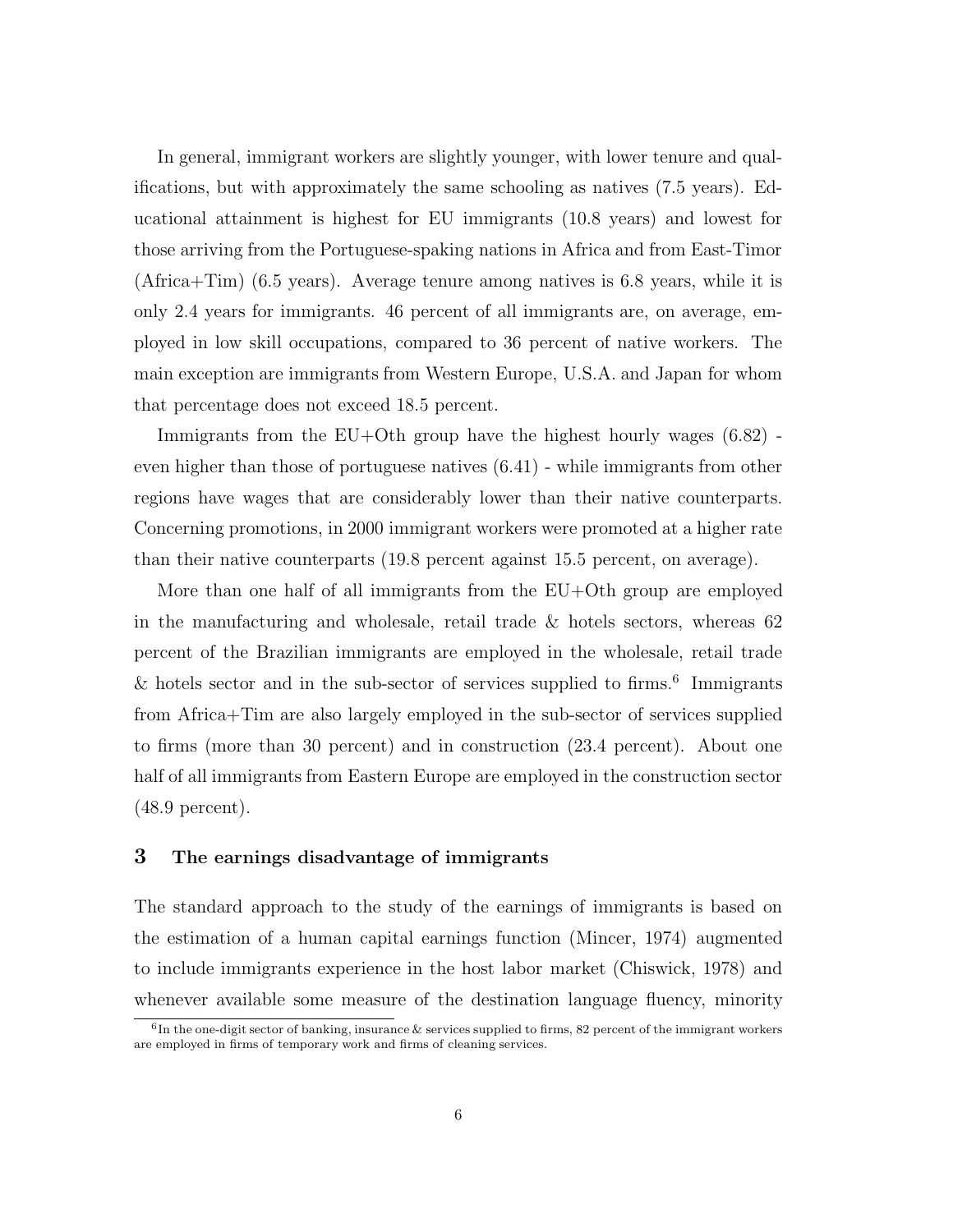In general, immigrant workers are slightly younger, with lower tenure and qualifications, but with approximately the same schooling as natives (7.5 years). Educational attainment is highest for EU immigrants (10.8 years) and lowest for those arriving from the Portuguese-spaking nations in Africa and from East-Timor (Africa+Tim) (6.5 years). Average tenure among natives is 6.8 years, while it is only 2.4 years for immigrants. 46 percent of all immigrants are, on average, employed in low skill occupations, compared to 36 percent of native workers. The main exception are immigrants from Western Europe, U.S.A. and Japan for whom that percentage does not exceed 18.5 percent.

Immigrants from the EU+Oth group have the highest hourly wages (6.82) - even higher than those of portuguese natives (6.41) - while immigrants from other regions have wages that are considerably lower than their native counterparts. Concerning promotions, in 2000 immigrant workers were promoted at a higher rate than their native counterparts (19.8 percent against 15.5 percent, on average).

More than one half of all immigrants from the EU+Oth group are employed in the manufacturing and wholesale, retail trade & hotels sectors, whereas 62 percent of the Brazilian immigrants are employed in the wholesale, retail trade & hotels sector and in the sub-sector of services supplied to firms.[6] Immigrants from Africa+Tim are also largely employed in the sub-sector of services supplied to firms (more than 30 percent) and in construction (23.4 percent). About one half of all immigrants from Eastern Europe are employed in the construction sector (48.9 percent).

## 3 The earnings disadvantage of immigrants

The standard approach to the study of the earnings of immigrants is based on the estimation of a human capital earnings function (Mincer, 1974) augmented to include immigrants experience in the host labor market (Chiswick, 1978) and whenever available some measure of the destination language fluency, minority

[6] In the one-digit sector of banking, insurance & services supplied to firms, 82 percent of the immigrant workers are employed in firms of temporary work and firms of cleaning services.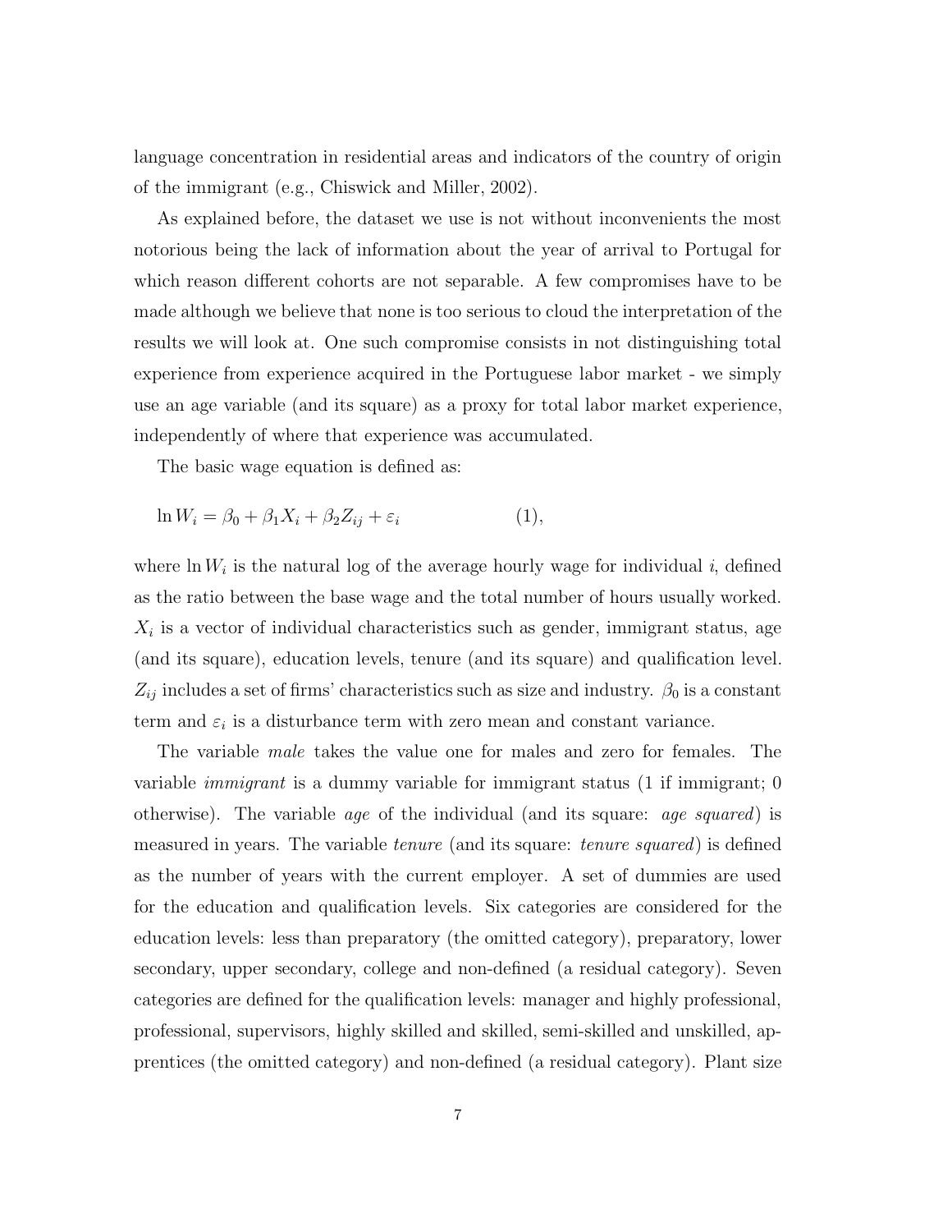language concentration in residential areas and indicators of the country of origin of the immigrant (e.g., Chiswick and Miller, 2002).

As explained before, the dataset we use is not without inconvenients the most notorious being the lack of information about the year of arrival to Portugal for which reason different cohorts are not separable. A few compromises have to be made although we believe that none is too serious to cloud the interpretation of the results we will look at. One such compromise consists in not distinguishing total experience from experience acquired in the Portuguese labor market - we simply use an age variable (and its square) as a proxy for total labor market experience, independently of where that experience was accumulated.

The basic wage equation is defined as:

$$\ln W_i = \beta_0 + \beta_1 X_i + \beta_2 Z_{ij} + \varepsilon_i \qquad (1),$$

where $\ln W_i$ is the natural log of the average hourly wage for individual $i$, defined as the ratio between the base wage and the total number of hours usually worked. $X_i$ is a vector of individual characteristics such as gender, immigrant status, age (and its square), education levels, tenure (and its square) and qualification level. $Z_{ij}$ includes a set of firms' characteristics such as size and industry. $\beta_0$ is a constant term and $\varepsilon_i$ is a disturbance term with zero mean and constant variance.

The variable *male* takes the value one for males and zero for females. The variable *immigrant* is a dummy variable for immigrant status (1 if immigrant; 0 otherwise). The variable *age* of the individual (and its square: *age squared*) is measured in years. The variable *tenure* (and its square: *tenure squared*) is defined as the number of years with the current employer. A set of dummies are used for the education and qualification levels. Six categories are considered for the education levels: less than preparatory (the omitted category), preparatory, lower secondary, upper secondary, college and non-defined (a residual category). Seven categories are defined for the qualification levels: manager and highly professional, professional, supervisors, highly skilled and skilled, semi-skilled and unskilled, apprentices (the omitted category) and non-defined (a residual category). Plant size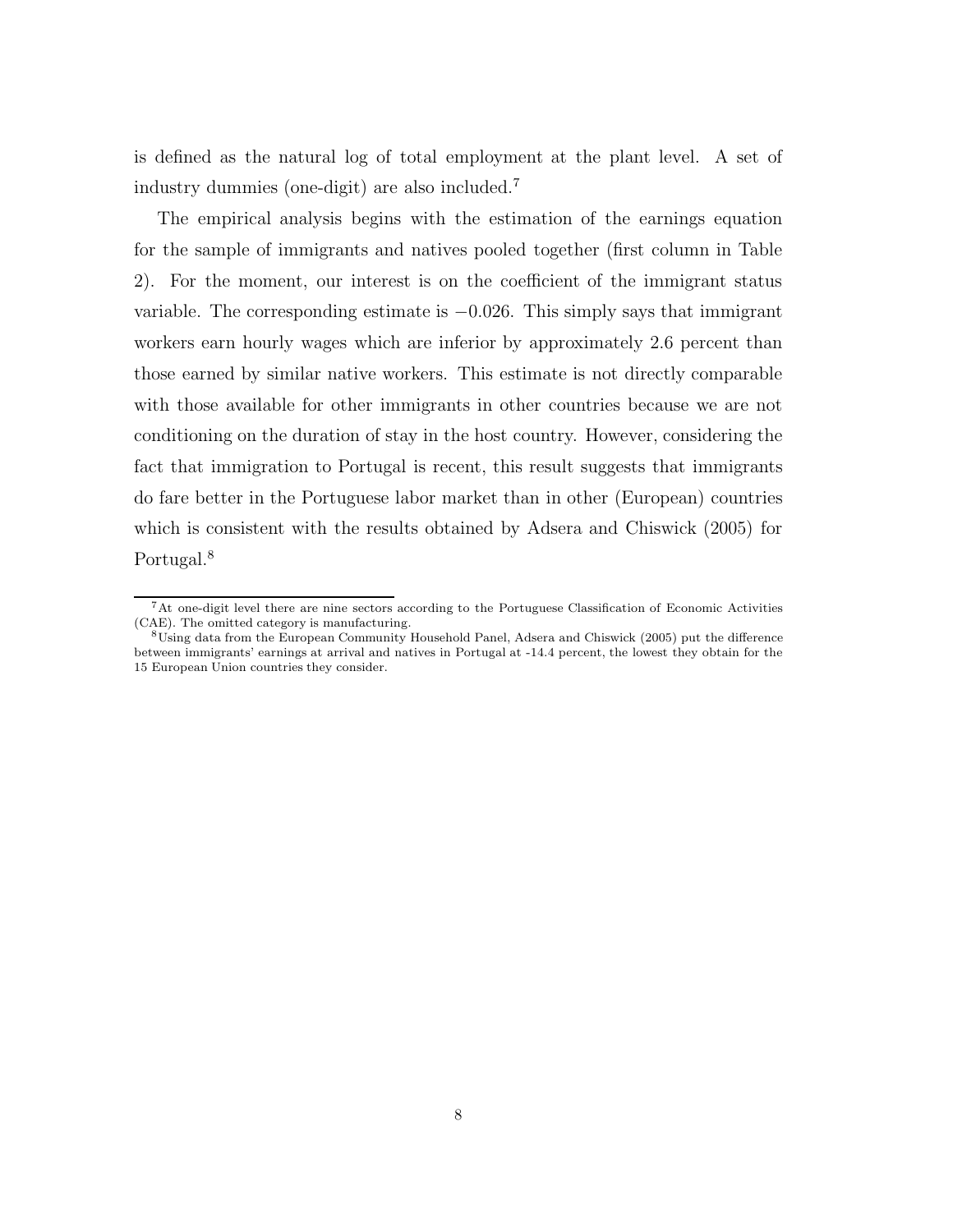is defined as the natural log of total employment at the plant level. A set of industry dummies (one-digit) are also included.[7]

The empirical analysis begins with the estimation of the earnings equation for the sample of immigrants and natives pooled together (first column in Table 2). For the moment, our interest is on the coefficient of the immigrant status variable. The corresponding estimate is $-0.026$. This simply says that immigrant workers earn hourly wages which are inferior by approximately 2.6 percent than those earned by similar native workers. This estimate is not directly comparable with those available for other immigrants in other countries because we are not conditioning on the duration of stay in the host country. However, considering the fact that immigration to Portugal is recent, this result suggests that immigrants do fare better in the Portuguese labor market than in other (European) countries which is consistent with the results obtained by Adsera and Chiswick (2005) for Portugal.[8]

---

[7] At one-digit level there are nine sectors according to the Portuguese Classification of Economic Activities (CAE). The omitted category is manufacturing.

[8] Using data from the European Community Household Panel, Adsera and Chiswick (2005) put the difference between immigrants' earnings at arrival and natives in Portugal at -14.4 percent, the lowest they obtain for the 15 European Union countries they consider.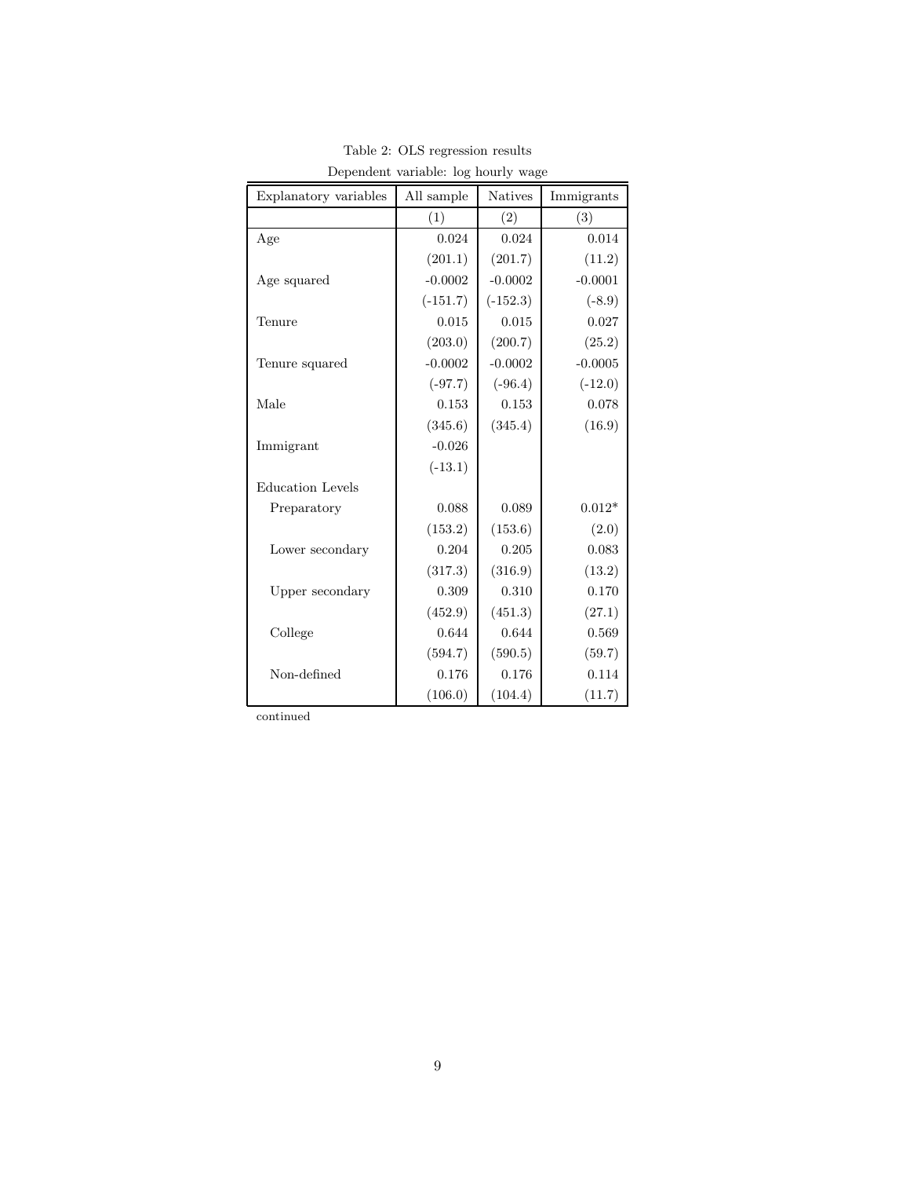Table 2: OLS regression results

Dependent variable: log hourly wage

| Explanatory variables | All sample | Natives | Immigrants |
|---|---|---|---|
| | (1) | (2) | (3) |
| Age | 0.024 | 0.024 | 0.014 |
| | (201.1) | (201.7) | (11.2) |
| Age squared | -0.0002 | -0.0002 | -0.0001 |
| | (-151.7) | (-152.3) | (-8.9) |
| Tenure | 0.015 | 0.015 | 0.027 |
| | (203.0) | (200.7) | (25.2) |
| Tenure squared | -0.0002 | -0.0002 | -0.0005 |
| | (-97.7) | (-96.4) | (-12.0) |
| Male | 0.153 | 0.153 | 0.078 |
| | (345.6) | (345.4) | (16.9) |
| Immigrant | -0.026 | | |
| | (-13.1) | | |
| Education Levels | | | |
| Preparatory | 0.088 | 0.089 | 0.012* |
| | (153.2) | (153.6) | (2.0) |
| Lower secondary | 0.204 | 0.205 | 0.083 |
| | (317.3) | (316.9) | (13.2) |
| Upper secondary | 0.309 | 0.310 | 0.170 |
| | (452.9) | (451.3) | (27.1) |
| College | 0.644 | 0.644 | 0.569 |
| | (594.7) | (590.5) | (59.7) |
| Non-defined | 0.176 | 0.176 | 0.114 |
| | (106.0) | (104.4) | (11.7) |

continued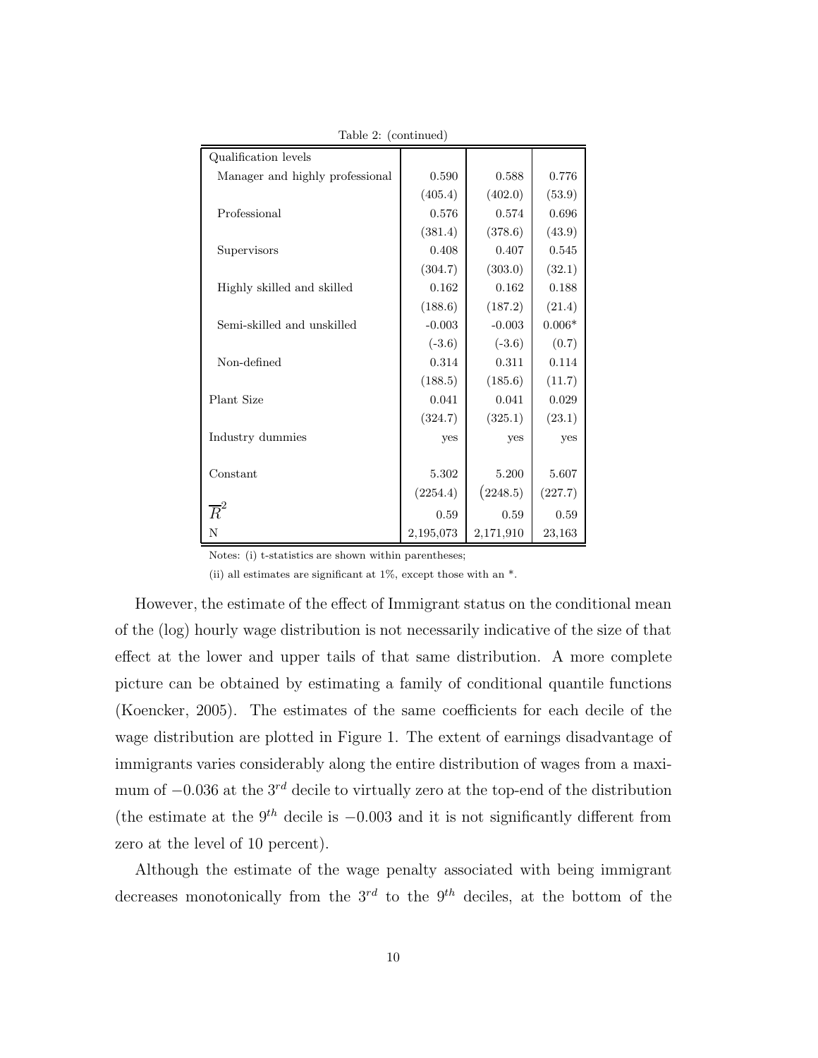Table 2: (continued)

| | | | |
|---|---|---|---|
| Qualification levels | | | |
| Manager and highly professional | 0.590 | 0.588 | 0.776 |
| | (405.4) | (402.0) | (53.9) |
| Professional | 0.576 | 0.574 | 0.696 |
| | (381.4) | (378.6) | (43.9) |
| Supervisors | 0.408 | 0.407 | 0.545 |
| | (304.7) | (303.0) | (32.1) |
| Highly skilled and skilled | 0.162 | 0.162 | 0.188 |
| | (188.6) | (187.2) | (21.4) |
| Semi-skilled and unskilled | -0.003 | -0.003 | 0.006* |
| | (-3.6) | (-3.6) | (0.7) |
| Non-defined | 0.314 | 0.311 | 0.114 |
| | (188.5) | (185.6) | (11.7) |
| Plant Size | 0.041 | 0.041 | 0.029 |
| | (324.7) | (325.1) | (23.1) |
| Industry dummies | yes | yes | yes |
| Constant | 5.302 | 5.200 | 5.607 |
| | (2254.4) | (2248.5) | (227.7) |
| $\overline{R}^2$ | 0.59 | 0.59 | 0.59 |
| N | 2,195,073 | 2,171,910 | 23,163 |

Notes: (i) t-statistics are shown within parentheses;

(ii) all estimates are significant at 1%, except those with an *.

However, the estimate of the effect of Immigrant status on the conditional mean of the (log) hourly wage distribution is not necessarily indicative of the size of that effect at the lower and upper tails of that same distribution. A more complete picture can be obtained by estimating a family of conditional quantile functions (Koencker, 2005). The estimates of the same coefficients for each decile of the wage distribution are plotted in Figure 1. The extent of earnings disadvantage of immigrants varies considerably along the entire distribution of wages from a maximum of $-0.036$ at the $3^{rd}$ decile to virtually zero at the top-end of the distribution (the estimate at the $9^{th}$ decile is $-0.003$ and it is not significantly different from zero at the level of 10 percent).

Although the estimate of the wage penalty associated with being immigrant decreases monotonically from the $3^{rd}$ to the $9^{th}$ deciles, at the bottom of the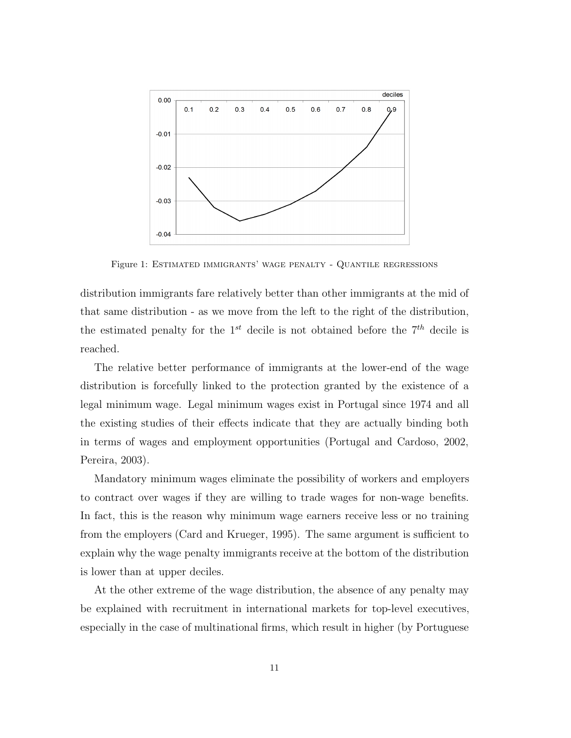Figure 1: Estimated immigrants' wage penalty - Quantile regressions

distribution immigrants fare relatively better than other immigrants at the mid of that same distribution - as we move from the left to the right of the distribution, the estimated penalty for the $1^{st}$ decile is not obtained before the $7^{th}$ decile is reached.

The relative better performance of immigrants at the lower-end of the wage distribution is forcefully linked to the protection granted by the existence of a legal minimum wage. Legal minimum wages exist in Portugal since 1974 and all the existing studies of their effects indicate that they are actually binding both in terms of wages and employment opportunities (Portugal and Cardoso, 2002, Pereira, 2003).

Mandatory minimum wages eliminate the possibility of workers and employers to contract over wages if they are willing to trade wages for non-wage benefits. In fact, this is the reason why minimum wage earners receive less or no training from the employers (Card and Krueger, 1995). The same argument is sufficient to explain why the wage penalty immigrants receive at the bottom of the distribution is lower than at upper deciles.

At the other extreme of the wage distribution, the absence of any penalty may be explained with recruitment in international markets for top-level executives, especially in the case of multinational firms, which result in higher (by Portuguese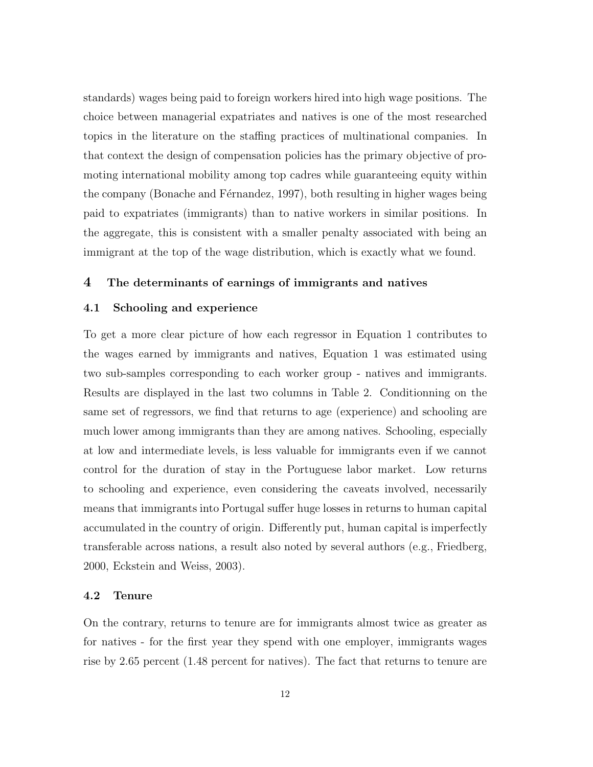standards) wages being paid to foreign workers hired into high wage positions. The choice between managerial expatriates and natives is one of the most researched topics in the literature on the staffing practices of multinational companies. In that context the design of compensation policies has the primary objective of promoting international mobility among top cadres while guaranteeing equity within the company (Bonache and Férnandez, 1997), both resulting in higher wages being paid to expatriates (immigrants) than to native workers in similar positions. In the aggregate, this is consistent with a smaller penalty associated with being an immigrant at the top of the wage distribution, which is exactly what we found.

## 4 The determinants of earnings of immigrants and natives

### 4.1 Schooling and experience

To get a more clear picture of how each regressor in Equation 1 contributes to the wages earned by immigrants and natives, Equation 1 was estimated using two sub-samples corresponding to each worker group - natives and immigrants. Results are displayed in the last two columns in Table 2. Conditionning on the same set of regressors, we find that returns to age (experience) and schooling are much lower among immigrants than they are among natives. Schooling, especially at low and intermediate levels, is less valuable for immigrants even if we cannot control for the duration of stay in the Portuguese labor market. Low returns to schooling and experience, even considering the caveats involved, necessarily means that immigrants into Portugal suffer huge losses in returns to human capital accumulated in the country of origin. Differently put, human capital is imperfectly transferable across nations, a result also noted by several authors (e.g., Friedberg, 2000, Eckstein and Weiss, 2003).

### 4.2 Tenure

On the contrary, returns to tenure are for immigrants almost twice as greater as for natives - for the first year they spend with one employer, immigrants wages rise by 2.65 percent (1.48 percent for natives). The fact that returns to tenure are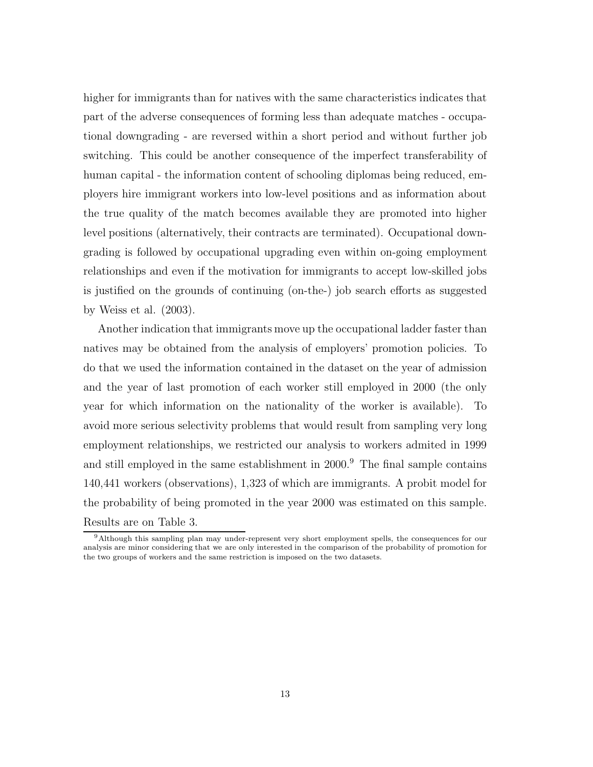higher for immigrants than for natives with the same characteristics indicates that part of the adverse consequences of forming less than adequate matches - occupational downgrading - are reversed within a short period and without further job switching. This could be another consequence of the imperfect transferability of human capital - the information content of schooling diplomas being reduced, employers hire immigrant workers into low-level positions and as information about the true quality of the match becomes available they are promoted into higher level positions (alternatively, their contracts are terminated). Occupational downgrading is followed by occupational upgrading even within on-going employment relationships and even if the motivation for immigrants to accept low-skilled jobs is justified on the grounds of continuing (on-the-) job search efforts as suggested by Weiss et al. (2003).

Another indication that immigrants move up the occupational ladder faster than natives may be obtained from the analysis of employers' promotion policies. To do that we used the information contained in the dataset on the year of admission and the year of last promotion of each worker still employed in 2000 (the only year for which information on the nationality of the worker is available). To avoid more serious selectivity problems that would result from sampling very long employment relationships, we restricted our analysis to workers admited in 1999 and still employed in the same establishment in 2000.[9] The final sample contains 140,441 workers (observations), 1,323 of which are immigrants. A probit model for the probability of being promoted in the year 2000 was estimated on this sample. Results are on Table 3.

[9] Although this sampling plan may under-represent very short employment spells, the consequences for our analysis are minor considering that we are only interested in the comparison of the probability of promotion for the two groups of workers and the same restriction is imposed on the two datasets.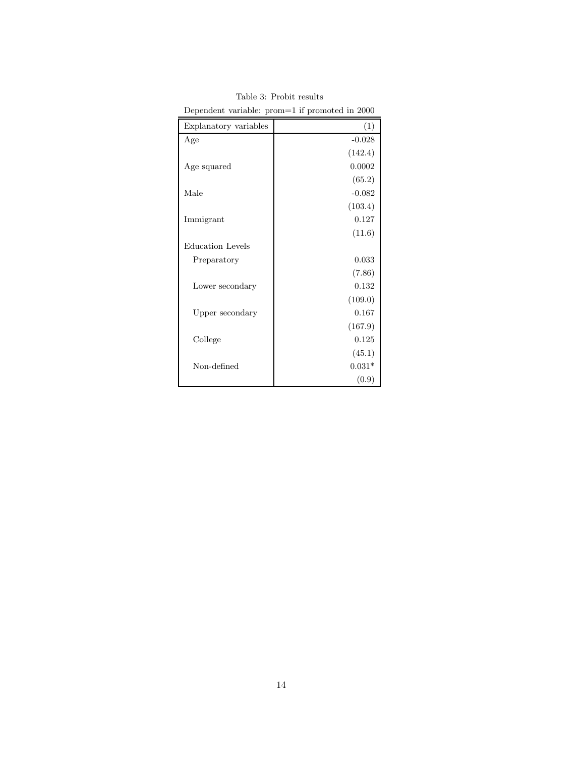Table 3: Probit results

Dependent variable: prom=1 if promoted in 2000

| Explanatory variables | (1) |
|---|---|
| Age | -0.028 |
| | (142.4) |
| Age squared | 0.0002 |
| | (65.2) |
| Male | -0.082 |
| | (103.4) |
| Immigrant | 0.127 |
| | (11.6) |
| Education Levels | |
| Preparatory | 0.033 |
| | (7.86) |
| Lower secondary | 0.132 |
| | (109.0) |
| Upper secondary | 0.167 |
| | (167.9) |
| College | 0.125 |
| | (45.1) |
| Non-defined | 0.031* |
| | (0.9) |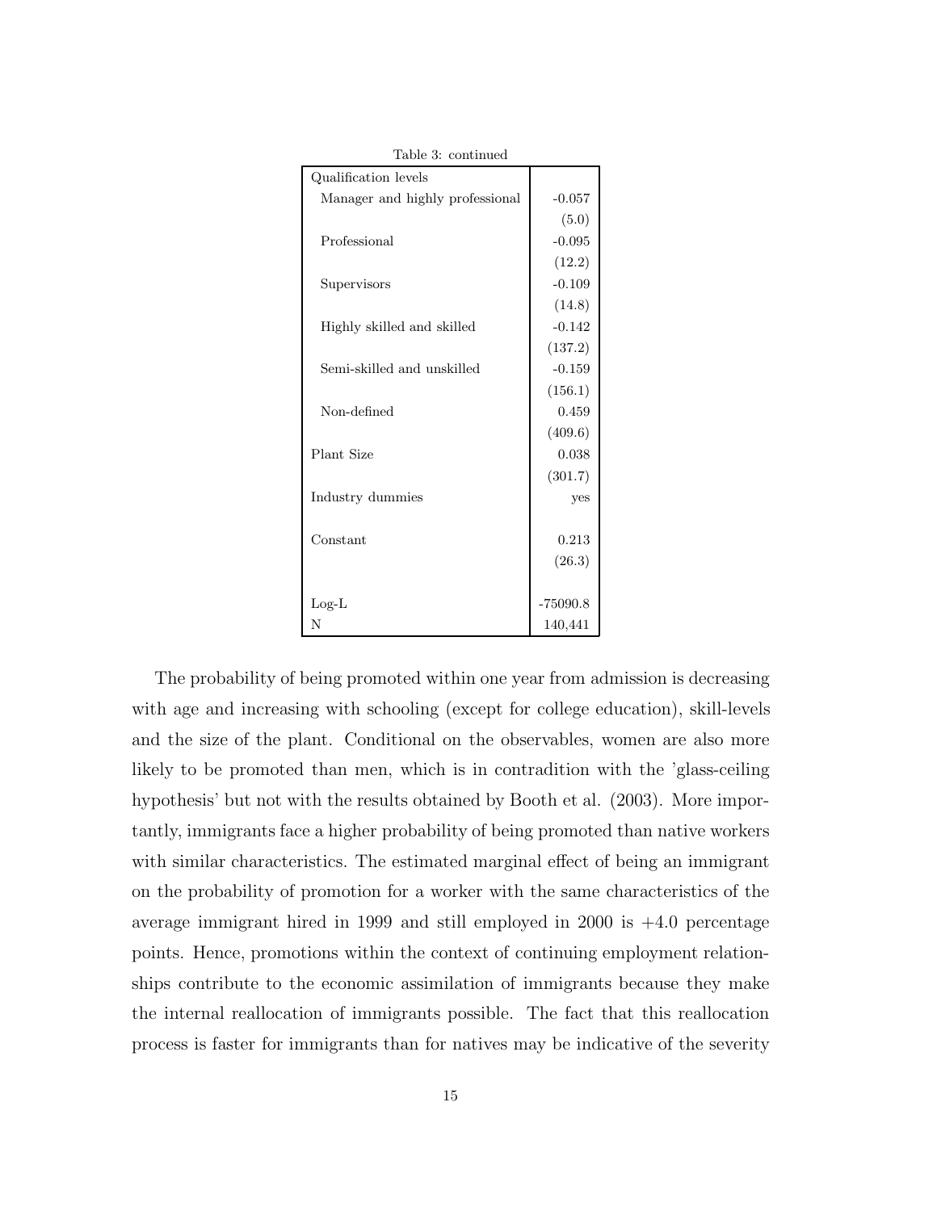Table 3: continued

| | |
|---|---|
| Qualification levels | |
| Manager and highly professional | -0.057 |
| | (5.0) |
| Professional | -0.095 |
| | (12.2) |
| Supervisors | -0.109 |
| | (14.8) |
| Highly skilled and skilled | -0.142 |
| | (137.2) |
| Semi-skilled and unskilled | -0.159 |
| | (156.1) |
| Non-defined | 0.459 |
| | (409.6) |
| Plant Size | 0.038 |
| | (301.7) |
| Industry dummies | yes |
| Constant | 0.213 |
| | (26.3) |
| Log-L | -75090.8 |
| N | 140,441 |

The probability of being promoted within one year from admission is decreasing with age and increasing with schooling (except for college education), skill-levels and the size of the plant. Conditional on the observables, women are also more likely to be promoted than men, which is in contradition with the 'glass-ceiling hypothesis' but not with the results obtained by Booth et al. (2003). More importantly, immigrants face a higher probability of being promoted than native workers with similar characteristics. The estimated marginal effect of being an immigrant on the probability of promotion for a worker with the same characteristics of the average immigrant hired in 1999 and still employed in 2000 is +4.0 percentage points. Hence, promotions within the context of continuing employment relationships contribute to the economic assimilation of immigrants because they make the internal reallocation of immigrants possible. The fact that this reallocation process is faster for immigrants than for natives may be indicative of the severity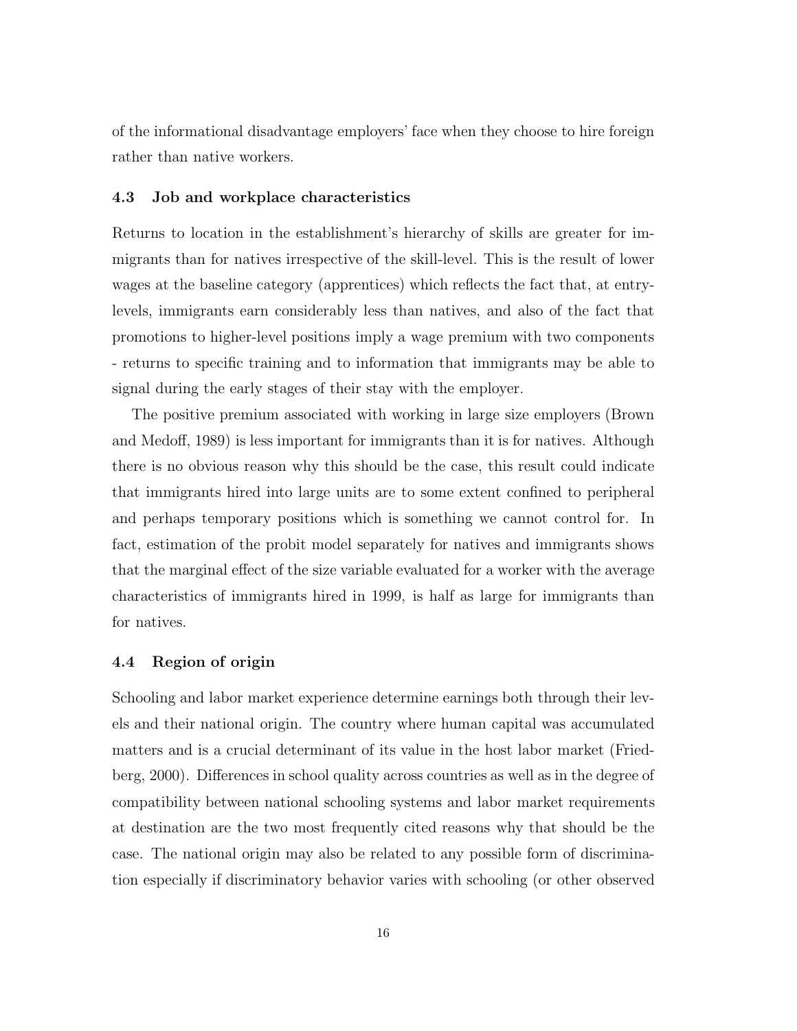of the informational disadvantage employers' face when they choose to hire foreign rather than native workers.

### 4.3 Job and workplace characteristics

Returns to location in the establishment's hierarchy of skills are greater for immigrants than for natives irrespective of the skill-level. This is the result of lower wages at the baseline category (apprentices) which reflects the fact that, at entry-levels, immigrants earn considerably less than natives, and also of the fact that promotions to higher-level positions imply a wage premium with two components - returns to specific training and to information that immigrants may be able to signal during the early stages of their stay with the employer.

The positive premium associated with working in large size employers (Brown and Medoff, 1989) is less important for immigrants than it is for natives. Although there is no obvious reason why this should be the case, this result could indicate that immigrants hired into large units are to some extent confined to peripheral and perhaps temporary positions which is something we cannot control for. In fact, estimation of the probit model separately for natives and immigrants shows that the marginal effect of the size variable evaluated for a worker with the average characteristics of immigrants hired in 1999, is half as large for immigrants than for natives.

### 4.4 Region of origin

Schooling and labor market experience determine earnings both through their levels and their national origin. The country where human capital was accumulated matters and is a crucial determinant of its value in the host labor market (Friedberg, 2000). Differences in school quality across countries as well as in the degree of compatibility between national schooling systems and labor market requirements at destination are the two most frequently cited reasons why that should be the case. The national origin may also be related to any possible form of discrimination especially if discriminatory behavior varies with schooling (or other observed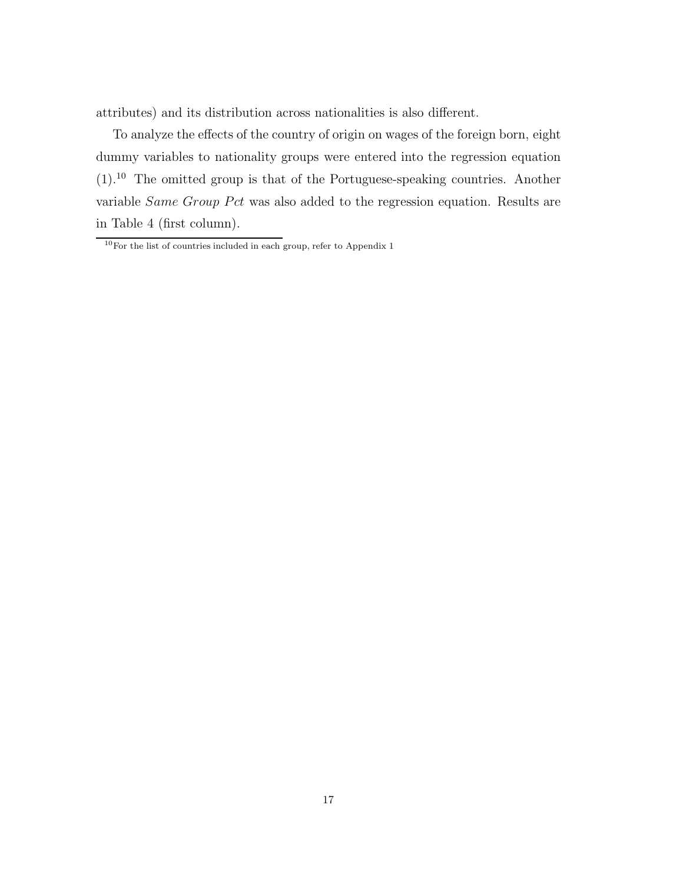attributes) and its distribution across nationalities is also different.

To analyze the effects of the country of origin on wages of the foreign born, eight dummy variables to nationality groups were entered into the regression equation (1).[10] The omitted group is that of the Portuguese-speaking countries. Another variable *Same Group Pct* was also added to the regression equation. Results are in Table 4 (first column).

[10] For the list of countries included in each group, refer to Appendix 1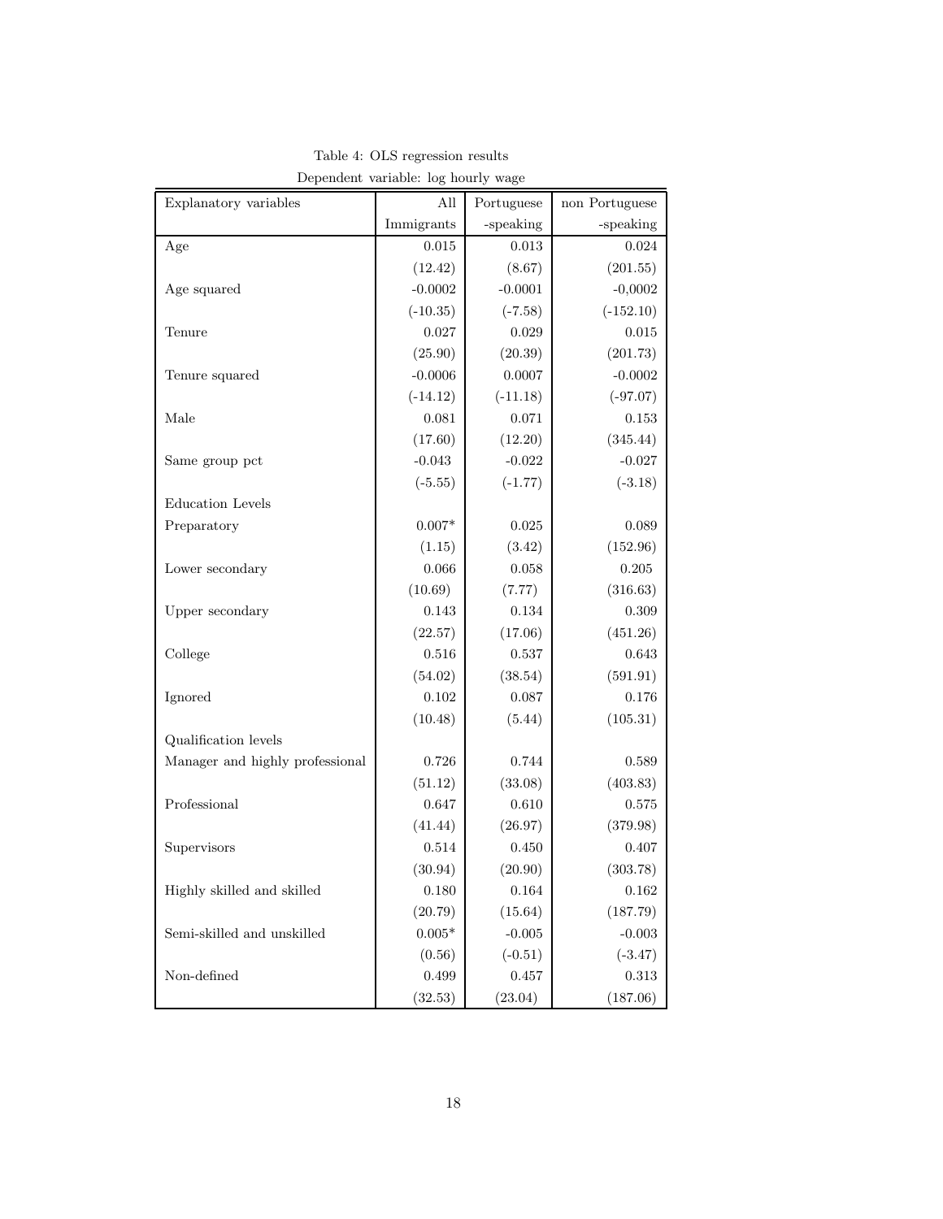Table 4: OLS regression results

Dependent variable: log hourly wage

| Explanatory variables | All Immigrants | Portuguese -speaking | non Portuguese -speaking |
|---|---|---|---|
| Age | 0.015 | 0.013 | 0.024 |
| | (12.42) | (8.67) | (201.55) |
| Age squared | -0.0002 | -0.0001 | -0,0002 |
| | (-10.35) | (-7.58) | (-152.10) |
| Tenure | 0.027 | 0.029 | 0.015 |
| | (25.90) | (20.39) | (201.73) |
| Tenure squared | -0.0006 | 0.0007 | -0.0002 |
| | (-14.12) | (-11.18) | (-97.07) |
| Male | 0.081 | 0.071 | 0.153 |
| | (17.60) | (12.20) | (345.44) |
| Same group pct | -0.043 | -0.022 | -0.027 |
| | (-5.55) | (-1.77) | (-3.18) |
| Education Levels | | | |
| Preparatory | 0.007* | 0.025 | 0.089 |
| | (1.15) | (3.42) | (152.96) |
| Lower secondary | 0.066 | 0.058 | 0.205 |
| | (10.69) | (7.77) | (316.63) |
| Upper secondary | 0.143 | 0.134 | 0.309 |
| | (22.57) | (17.06) | (451.26) |
| College | 0.516 | 0.537 | 0.643 |
| | (54.02) | (38.54) | (591.91) |
| Ignored | 0.102 | 0.087 | 0.176 |
| | (10.48) | (5.44) | (105.31) |
| Qualification levels | | | |
| Manager and highly professional | 0.726 | 0.744 | 0.589 |
| | (51.12) | (33.08) | (403.83) |
| Professional | 0.647 | 0.610 | 0.575 |
| | (41.44) | (26.97) | (379.98) |
| Supervisors | 0.514 | 0.450 | 0.407 |
| | (30.94) | (20.90) | (303.78) |
| Highly skilled and skilled | 0.180 | 0.164 | 0.162 |
| | (20.79) | (15.64) | (187.79) |
| Semi-skilled and unskilled | 0.005* | -0.005 | -0.003 |
| | (0.56) | (-0.51) | (-3.47) |
| Non-defined | 0.499 | 0.457 | 0.313 |
| | (32.53) | (23.04) | (187.06) |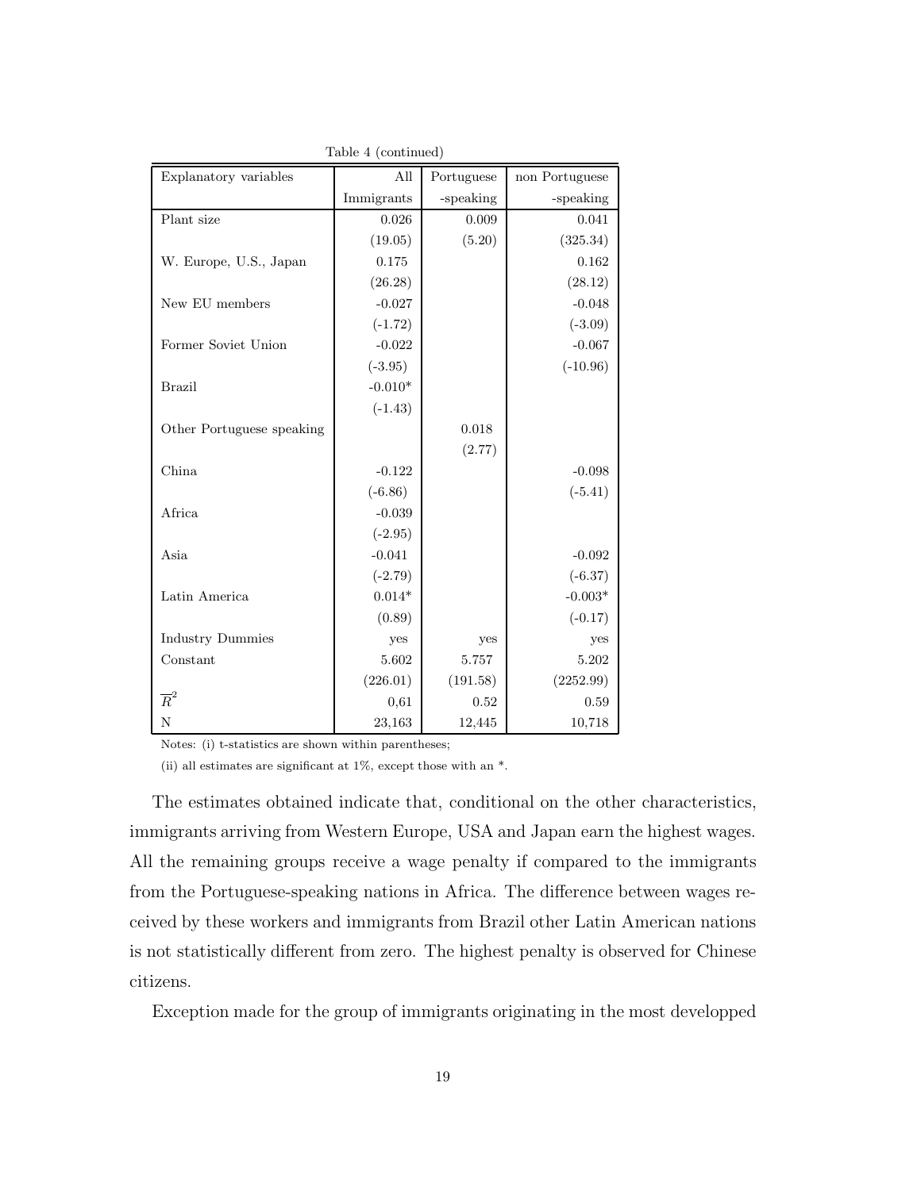Table 4 (continued)

| Explanatory variables | All Immigrants | Portuguese -speaking | non Portuguese -speaking |
|---|---|---|---|
| Plant size | 0.026 | 0.009 | 0.041 |
| | (19.05) | (5.20) | (325.34) |
| W. Europe, U.S., Japan | 0.175 | | 0.162 |
| | (26.28) | | (28.12) |
| New EU members | -0.027 | | -0.048 |
| | (-1.72) | | (-3.09) |
| Former Soviet Union | -0.022 | | -0.067 |
| | (-3.95) | | (-10.96) |
| Brazil | -0.010* | | |
| | (-1.43) | | |
| Other Portuguese speaking | | 0.018 | |
| | | (2.77) | |
| China | -0.122 | | -0.098 |
| | (-6.86) | | (-5.41) |
| Africa | -0.039 | | |
| | (-2.95) | | |
| Asia | -0.041 | | -0.092 |
| | (-2.79) | | (-6.37) |
| Latin America | 0.014* | | -0.003* |
| | (0.89) | | (-0.17) |
| Industry Dummies | yes | yes | yes |
| Constant | 5.602 | 5.757 | 5.202 |
| | (226.01) | (191.58) | (2252.99) |
| $\overline{R}^2$ | 0,61 | 0.52 | 0.59 |
| N | 23,163 | 12,445 | 10,718 |

Notes: (i) t-statistics are shown within parentheses;

(ii) all estimates are significant at 1%, except those with an *.

The estimates obtained indicate that, conditional on the other characteristics, immigrants arriving from Western Europe, USA and Japan earn the highest wages. All the remaining groups receive a wage penalty if compared to the immigrants from the Portuguese-speaking nations in Africa. The difference between wages received by these workers and immigrants from Brazil other Latin American nations is not statistically different from zero. The highest penalty is observed for Chinese citizens.

Exception made for the group of immigrants originating in the most developped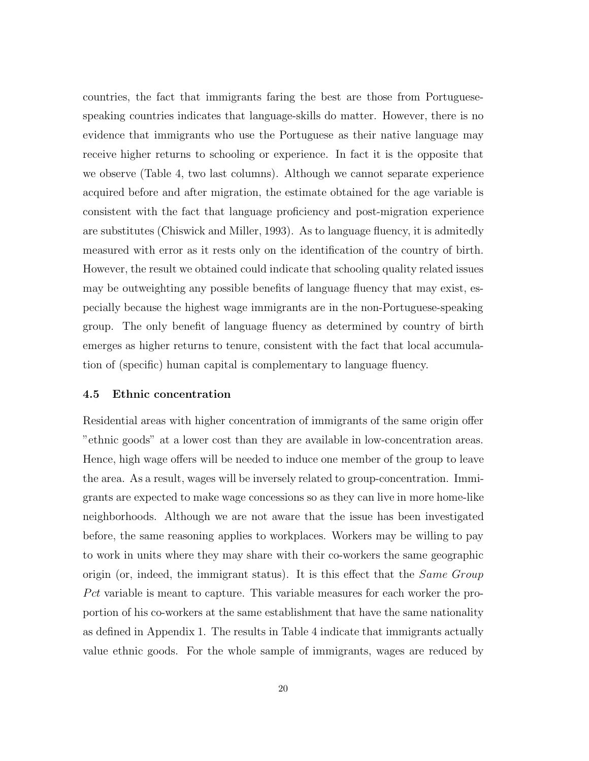countries, the fact that immigrants faring the best are those from Portuguese-speaking countries indicates that language-skills do matter. However, there is no evidence that immigrants who use the Portuguese as their native language may receive higher returns to schooling or experience. In fact it is the opposite that we observe (Table 4, two last columns). Although we cannot separate experience acquired before and after migration, the estimate obtained for the age variable is consistent with the fact that language proficiency and post-migration experience are substitutes (Chiswick and Miller, 1993). As to language fluency, it is admitedly measured with error as it rests only on the identification of the country of birth. However, the result we obtained could indicate that schooling quality related issues may be outweighting any possible benefits of language fluency that may exist, especially because the highest wage immigrants are in the non-Portuguese-speaking group. The only benefit of language fluency as determined by country of birth emerges as higher returns to tenure, consistent with the fact that local accumulation of (specific) human capital is complementary to language fluency.

### 4.5 Ethnic concentration

Residential areas with higher concentration of immigrants of the same origin offer "ethnic goods" at a lower cost than they are available in low-concentration areas. Hence, high wage offers will be needed to induce one member of the group to leave the area. As a result, wages will be inversely related to group-concentration. Immigrants are expected to make wage concessions so as they can live in more home-like neighborhoods. Although we are not aware that the issue has been investigated before, the same reasoning applies to workplaces. Workers may be willing to pay to work in units where they may share with their co-workers the same geographic origin (or, indeed, the immigrant status). It is this effect that the *Same Group Pct* variable is meant to capture. This variable measures for each worker the proportion of his co-workers at the same establishment that have the same nationality as defined in Appendix 1. The results in Table 4 indicate that immigrants actually value ethnic goods. For the whole sample of immigrants, wages are reduced by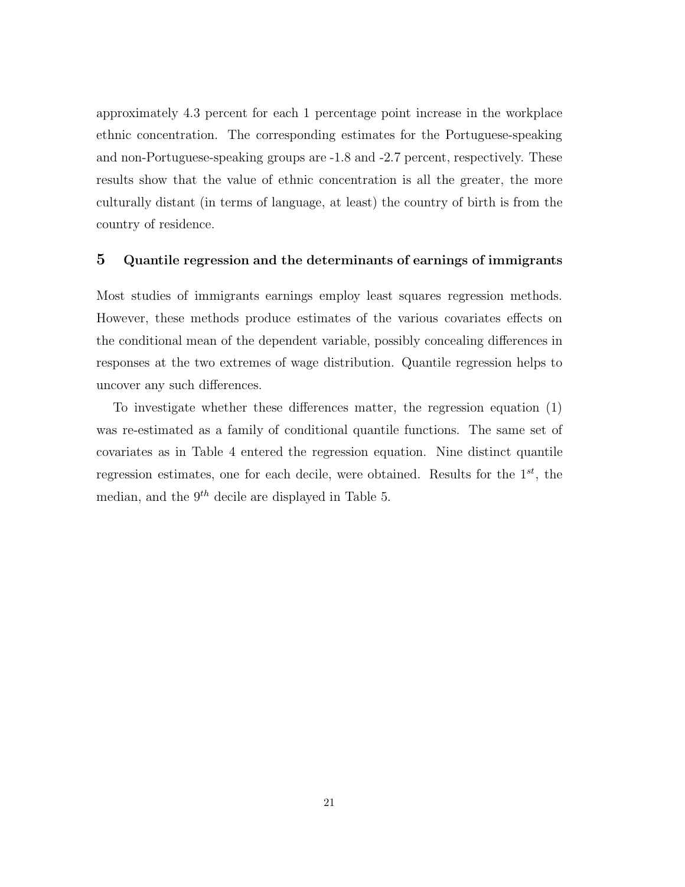approximately 4.3 percent for each 1 percentage point increase in the workplace ethnic concentration. The corresponding estimates for the Portuguese-speaking and non-Portuguese-speaking groups are -1.8 and -2.7 percent, respectively. These results show that the value of ethnic concentration is all the greater, the more culturally distant (in terms of language, at least) the country of birth is from the country of residence.

## 5 Quantile regression and the determinants of earnings of immigrants

Most studies of immigrants earnings employ least squares regression methods. However, these methods produce estimates of the various covariates effects on the conditional mean of the dependent variable, possibly concealing differences in responses at the two extremes of wage distribution. Quantile regression helps to uncover any such differences.

To investigate whether these differences matter, the regression equation (1) was re-estimated as a family of conditional quantile functions. The same set of covariates as in Table 4 entered the regression equation. Nine distinct quantile regression estimates, one for each decile, were obtained. Results for the $1^{st}$, the median, and the $9^{th}$ decile are displayed in Table 5.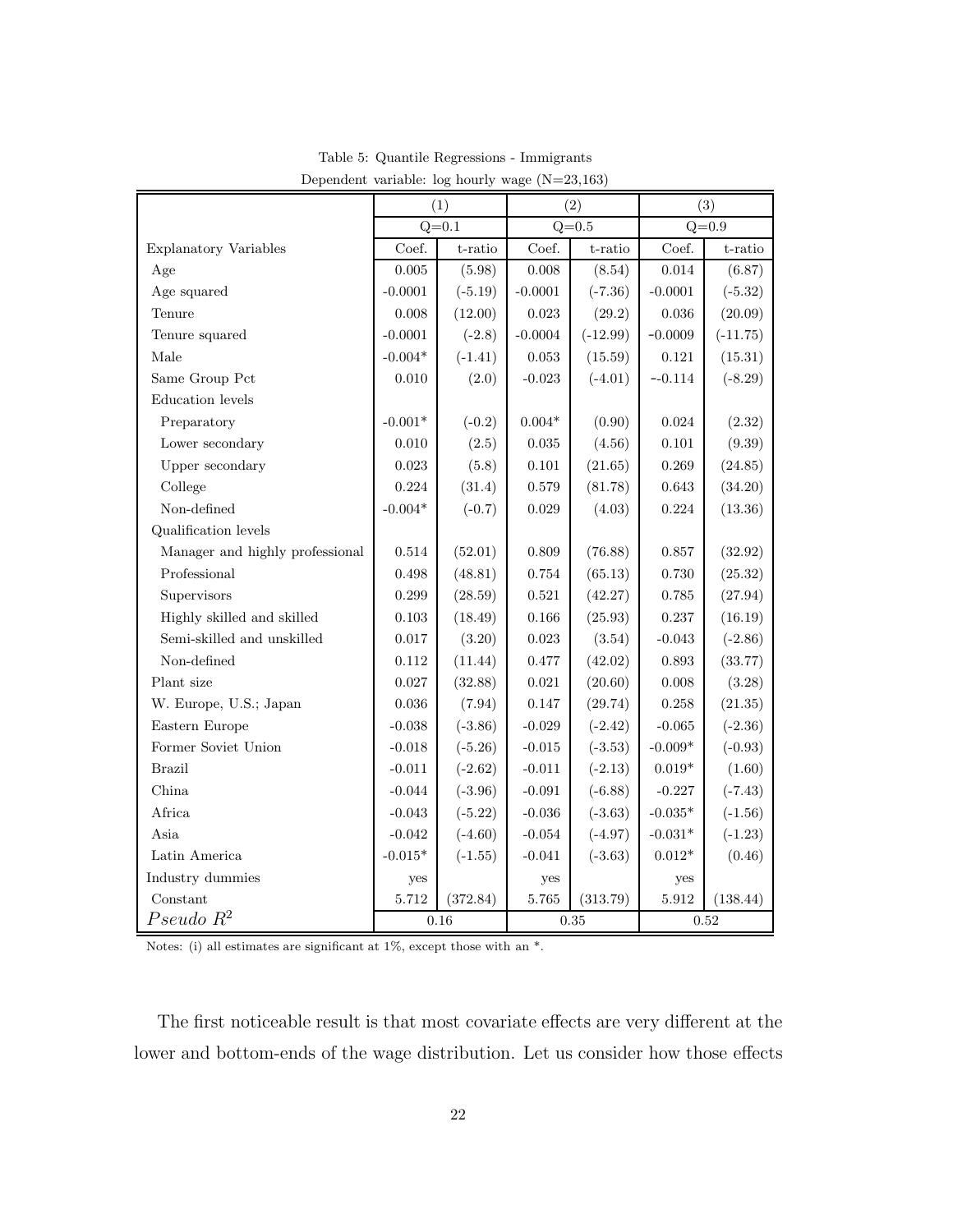Table 5: Quantile Regressions - Immigrants

Dependent variable: log hourly wage (N=23,163)

| | (1) | | (2) | | (3) | |
|---|---|---|---|---|---|---|
| | Q=0.1 | | Q=0.5 | | Q=0.9 | |
| Explanatory Variables | Coef. | t-ratio | Coef. | t-ratio | Coef. | t-ratio |
| Age | 0.005 | (5.98) | 0.008 | (8.54) | 0.014 | (6.87) |
| Age squared | -0.0001 | (-5.19) | -0.0001 | (-7.36) | -0.0001 | (-5.32) |
| Tenure | 0.008 | (12.00) | 0.023 | (29.2) | 0.036 | (20.09) |
| Tenure squared | -0.0001 | (-2.8) | -0.0004 | (-12.99) | -0.0009 | (-11.75) |
| Male | -0.004* | (-1.41) | 0.053 | (15.59) | 0.121 | (15.31) |
| Same Group Pct | 0.010 | (2.0) | -0.023 | (-4.01) | --0.114 | (-8.29) |
| Education levels | | | | | | |
| Preparatory | -0.001* | (-0.2) | 0.004* | (0.90) | 0.024 | (2.32) |
| Lower secondary | 0.010 | (2.5) | 0.035 | (4.56) | 0.101 | (9.39) |
| Upper secondary | 0.023 | (5.8) | 0.101 | (21.65) | 0.269 | (24.85) |
| College | 0.224 | (31.4) | 0.579 | (81.78) | 0.643 | (34.20) |
| Non-defined | -0.004* | (-0.7) | 0.029 | (4.03) | 0.224 | (13.36) |
| Qualification levels | | | | | | |
| Manager and highly professional | 0.514 | (52.01) | 0.809 | (76.88) | 0.857 | (32.92) |
| Professional | 0.498 | (48.81) | 0.754 | (65.13) | 0.730 | (25.32) |
| Supervisors | 0.299 | (28.59) | 0.521 | (42.27) | 0.785 | (27.94) |
| Highly skilled and skilled | 0.103 | (18.49) | 0.166 | (25.93) | 0.237 | (16.19) |
| Semi-skilled and unskilled | 0.017 | (3.20) | 0.023 | (3.54) | -0.043 | (-2.86) |
| Non-defined | 0.112 | (11.44) | 0.477 | (42.02) | 0.893 | (33.77) |
| Plant size | 0.027 | (32.88) | 0.021 | (20.60) | 0.008 | (3.28) |
| W. Europe, U.S.; Japan | 0.036 | (7.94) | 0.147 | (29.74) | 0.258 | (21.35) |
| Eastern Europe | -0.038 | (-3.86) | -0.029 | (-2.42) | -0.065 | (-2.36) |
| Former Soviet Union | -0.018 | (-5.26) | -0.015 | (-3.53) | -0.009* | (-0.93) |
| Brazil | -0.011 | (-2.62) | -0.011 | (-2.13) | 0.019* | (1.60) |
| China | -0.044 | (-3.96) | -0.091 | (-6.88) | -0.227 | (-7.43) |
| Africa | -0.043 | (-5.22) | -0.036 | (-3.63) | -0.035* | (-1.56) |
| Asia | -0.042 | (-4.60) | -0.054 | (-4.97) | -0.031* | (-1.23) |
| Latin America | -0.015* | (-1.55) | -0.041 | (-3.63) | 0.012* | (0.46) |
| Industry dummies | yes | | yes | | yes | |
| Constant | 5.712 | (372.84) | 5.765 | (313.79) | 5.912 | (138.44) |
| *Pseudo* $R^2$ | 0.16 | | 0.35 | | 0.52 | |

Notes: (i) all estimates are significant at 1%, except those with an *.

The first noticeable result is that most covariate effects are very different at the lower and bottom-ends of the wage distribution. Let us consider how those effects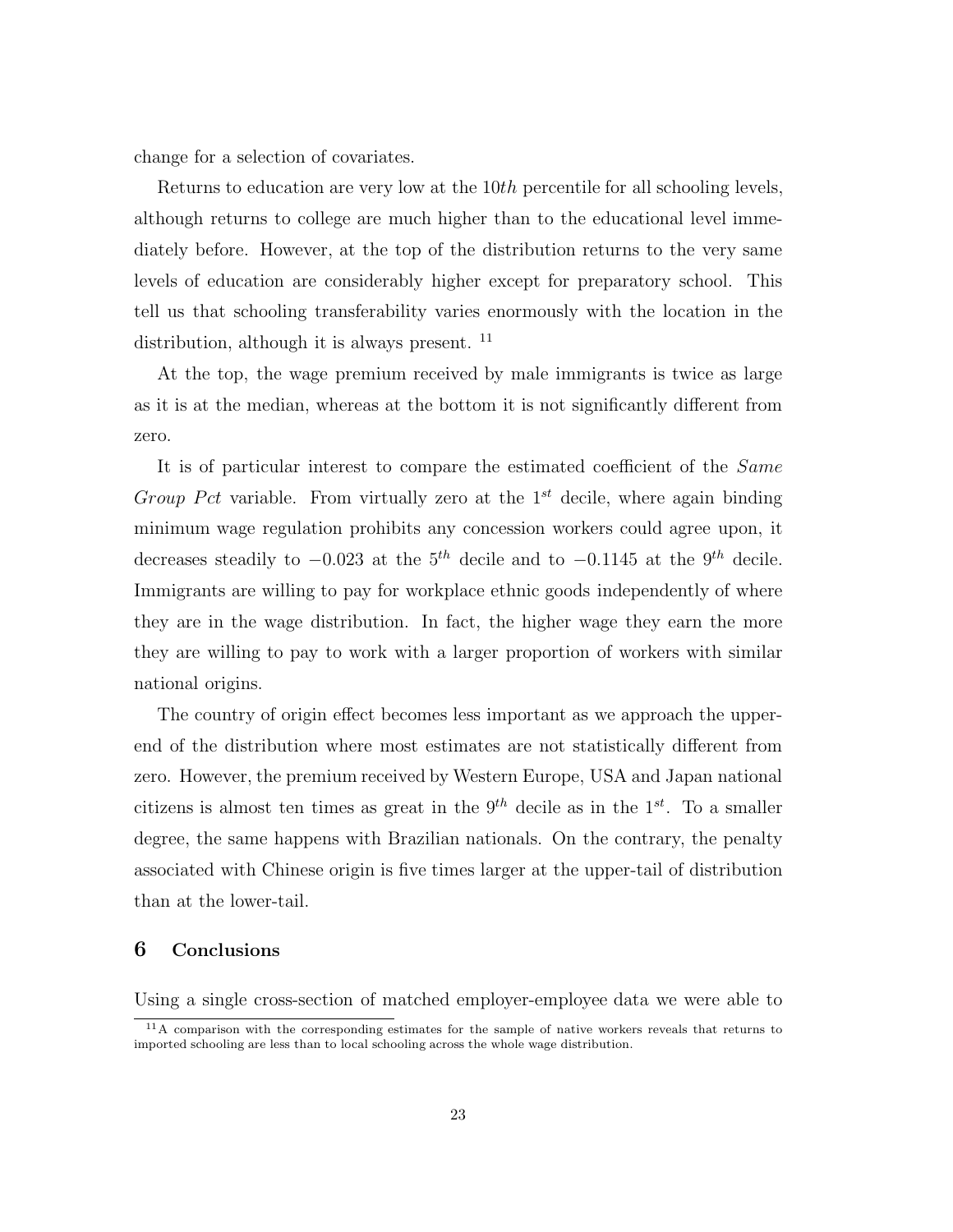change for a selection of covariates.

Returns to education are very low at the $10th$ percentile for all schooling levels, although returns to college are much higher than to the educational level immediately before. However, at the top of the distribution returns to the very same levels of education are considerably higher except for preparatory school. This tell us that schooling transferability varies enormously with the location in the distribution, although it is always present. [11]

At the top, the wage premium received by male immigrants is twice as large as it is at the median, whereas at the bottom it is not significantly different from zero.

It is of particular interest to compare the estimated coefficient of the *Same Group Pct* variable. From virtually zero at the $1^{st}$ decile, where again binding minimum wage regulation prohibits any concession workers could agree upon, it decreases steadily to $-0.023$ at the $5^{th}$ decile and to $-0.1145$ at the $9^{th}$ decile. Immigrants are willing to pay for workplace ethnic goods independently of where they are in the wage distribution. In fact, the higher wage they earn the more they are willing to pay to work with a larger proportion of workers with similar national origins.

The country of origin effect becomes less important as we approach the upper-end of the distribution where most estimates are not statistically different from zero. However, the premium received by Western Europe, USA and Japan national citizens is almost ten times as great in the $9^{th}$ decile as in the $1^{st}$. To a smaller degree, the same happens with Brazilian nationals. On the contrary, the penalty associated with Chinese origin is five times larger at the upper-tail of distribution than at the lower-tail.

## 6 Conclusions

Using a single cross-section of matched employer-employee data we were able to

[11] A comparison with the corresponding estimates for the sample of native workers reveals that returns to imported schooling are less than to local schooling across the whole wage distribution.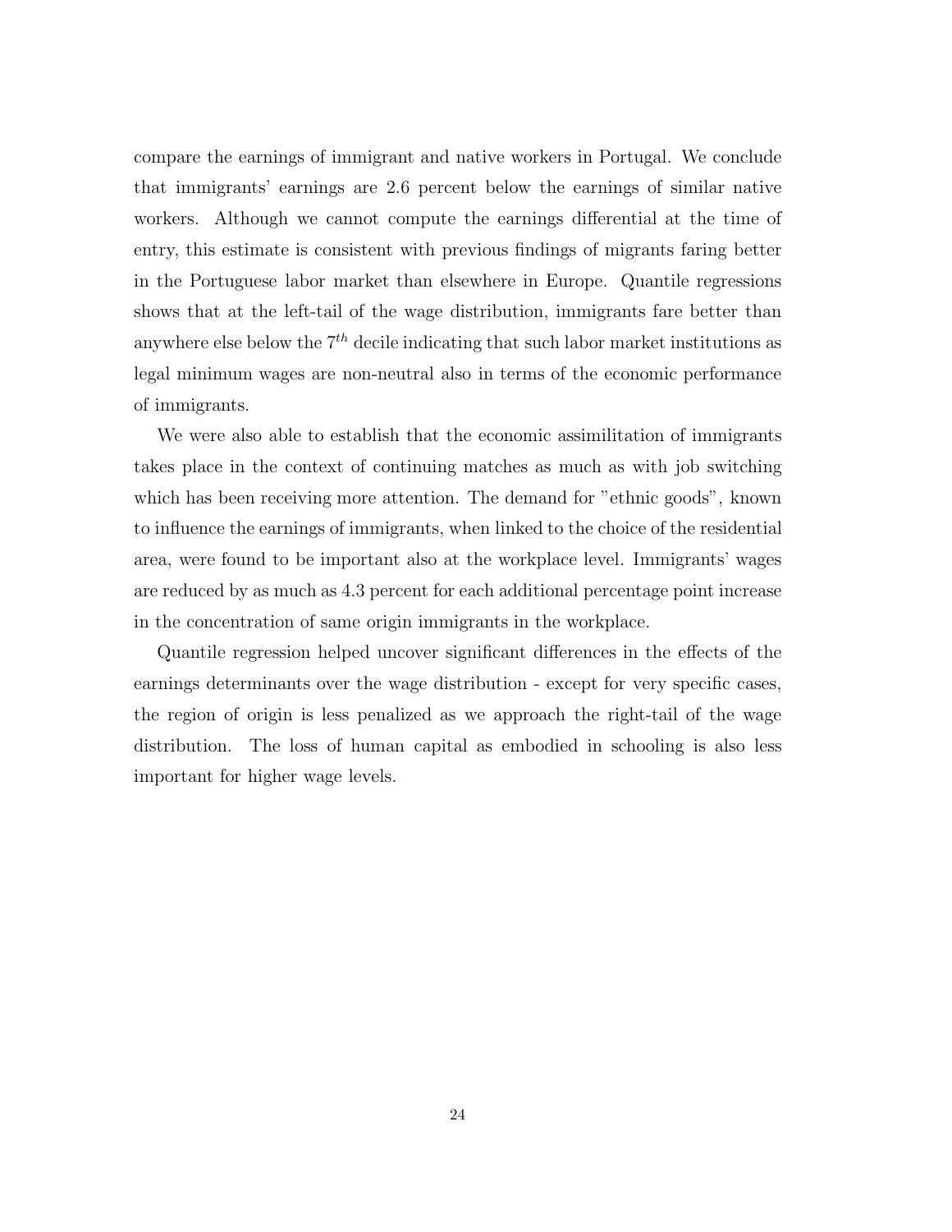compare the earnings of immigrant and native workers in Portugal. We conclude that immigrants' earnings are 2.6 percent below the earnings of similar native workers. Although we cannot compute the earnings differential at the time of entry, this estimate is consistent with previous findings of migrants faring better in the Portuguese labor market than elsewhere in Europe. Quantile regressions shows that at the left-tail of the wage distribution, immigrants fare better than anywhere else below the $7^{th}$ decile indicating that such labor market institutions as legal minimum wages are non-neutral also in terms of the economic performance of immigrants.

We were also able to establish that the economic assimilitation of immigrants takes place in the context of continuing matches as much as with job switching which has been receiving more attention. The demand for "ethnic goods", known to influence the earnings of immigrants, when linked to the choice of the residential area, were found to be important also at the workplace level. Immigrants' wages are reduced by as much as 4.3 percent for each additional percentage point increase in the concentration of same origin immigrants in the workplace.

Quantile regression helped uncover significant differences in the effects of the earnings determinants over the wage distribution - except for very specific cases, the region of origin is less penalized as we approach the right-tail of the wage distribution. The loss of human capital as embodied in schooling is also less important for higher wage levels.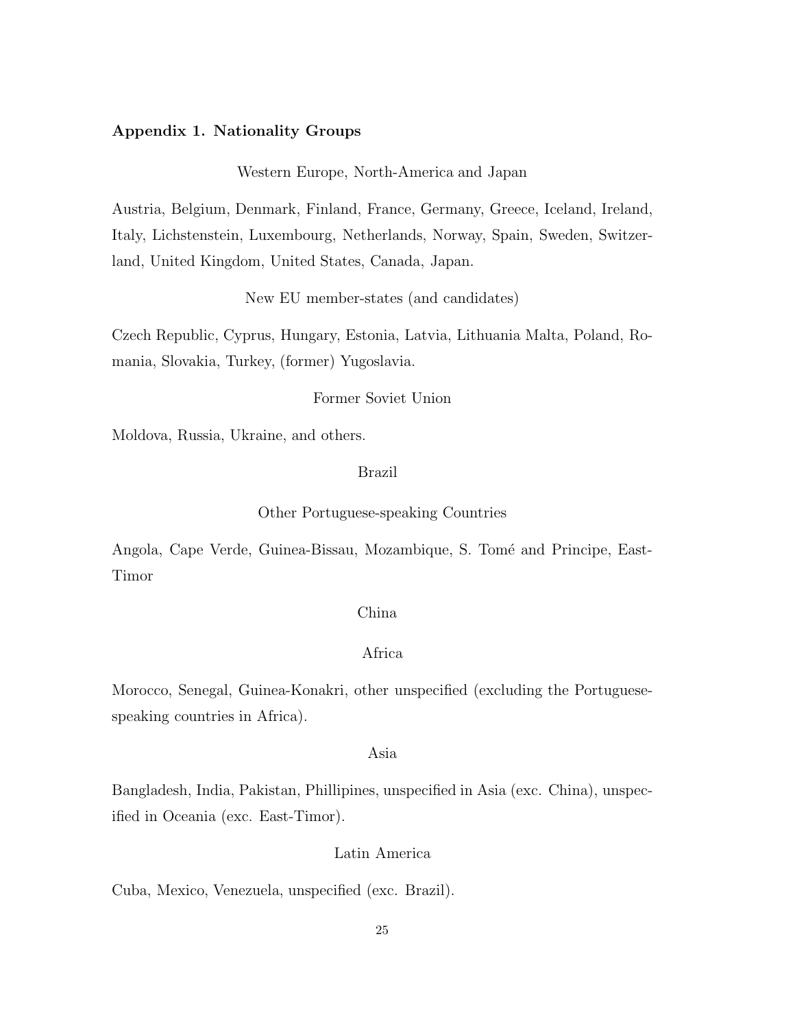## Appendix 1. Nationality Groups

Western Europe, North-America and Japan

Austria, Belgium, Denmark, Finland, France, Germany, Greece, Iceland, Ireland, Italy, Lichstenstein, Luxembourg, Netherlands, Norway, Spain, Sweden, Switzerland, United Kingdom, United States, Canada, Japan.

New EU member-states (and candidates)

Czech Republic, Cyprus, Hungary, Estonia, Latvia, Lithuania Malta, Poland, Romania, Slovakia, Turkey, (former) Yugoslavia.

Former Soviet Union

Moldova, Russia, Ukraine, and others.

Brazil

Other Portuguese-speaking Countries

Angola, Cape Verde, Guinea-Bissau, Mozambique, S. Tomé and Principe, East-Timor

China

Africa

Morocco, Senegal, Guinea-Konakri, other unspecified (excluding the Portuguese-speaking countries in Africa).

Asia

Bangladesh, India, Pakistan, Phillipines, unspecified in Asia (exc. China), unspecified in Oceania (exc. East-Timor).

Latin America

Cuba, Mexico, Venezuela, unspecified (exc. Brazil).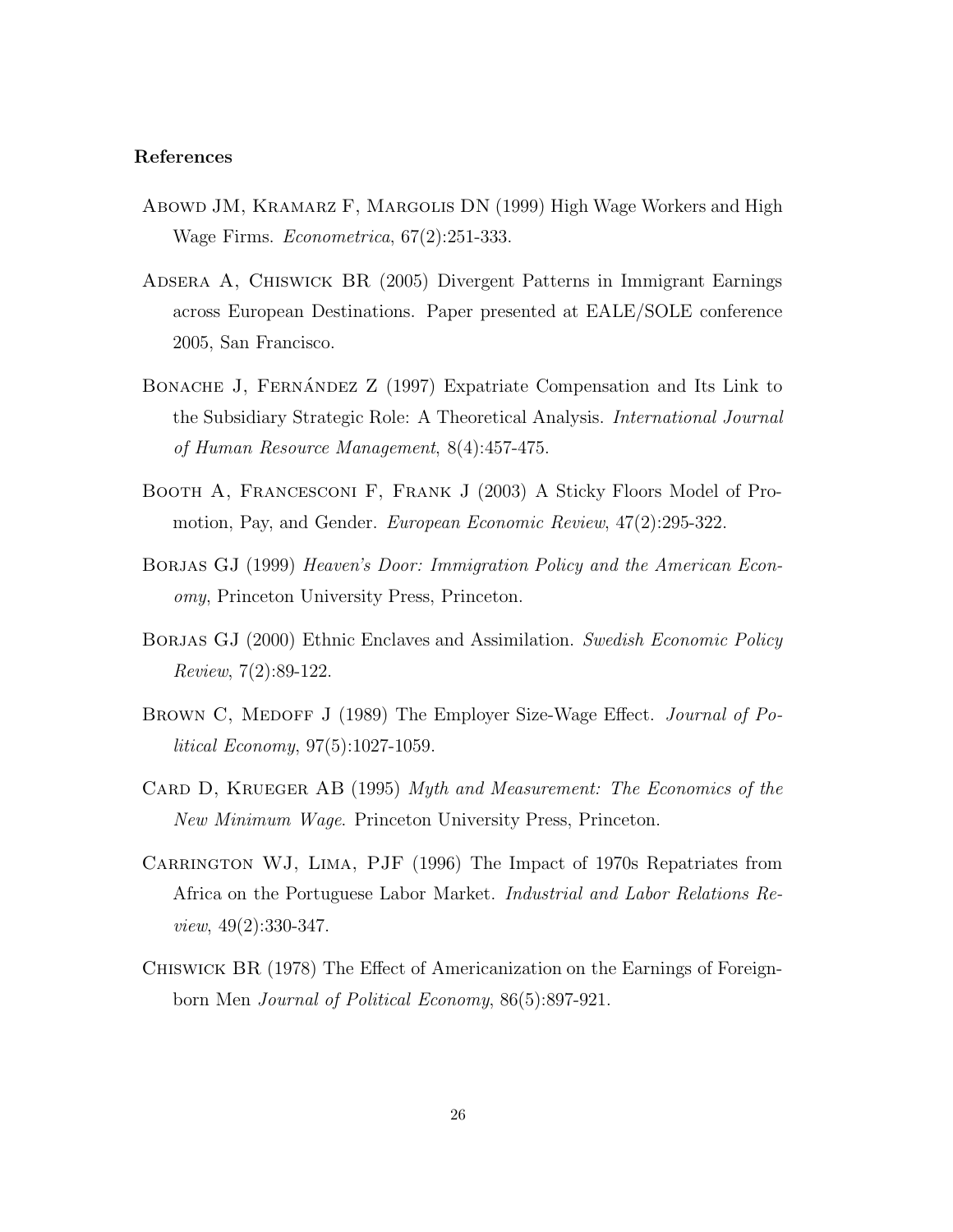**References**

Abowd JM, Kramarz F, Margolis DN (1999) High Wage Workers and High Wage Firms. *Econometrica*, 67(2):251-333.

Adsera A, Chiswick BR (2005) Divergent Patterns in Immigrant Earnings across European Destinations. Paper presented at EALE/SOLE conference 2005, San Francisco.

Bonache J, Fernández Z (1997) Expatriate Compensation and Its Link to the Subsidiary Strategic Role: A Theoretical Analysis. *International Journal of Human Resource Management*, 8(4):457-475.

Booth A, Francesconi F, Frank J (2003) A Sticky Floors Model of Promotion, Pay, and Gender. *European Economic Review*, 47(2):295-322.

Borjas GJ (1999) *Heaven's Door: Immigration Policy and the American Economy*, Princeton University Press, Princeton.

Borjas GJ (2000) Ethnic Enclaves and Assimilation. *Swedish Economic Policy Review*, 7(2):89-122.

Brown C, Medoff J (1989) The Employer Size-Wage Effect. *Journal of Political Economy*, 97(5):1027-1059.

Card D, Krueger AB (1995) *Myth and Measurement: The Economics of the New Minimum Wage*. Princeton University Press, Princeton.

Carrington WJ, Lima, PJF (1996) The Impact of 1970s Repatriates from Africa on the Portuguese Labor Market. *Industrial and Labor Relations Review*, 49(2):330-347.

Chiswick BR (1978) The Effect of Americanization on the Earnings of Foreign-born Men *Journal of Political Economy*, 86(5):897-921.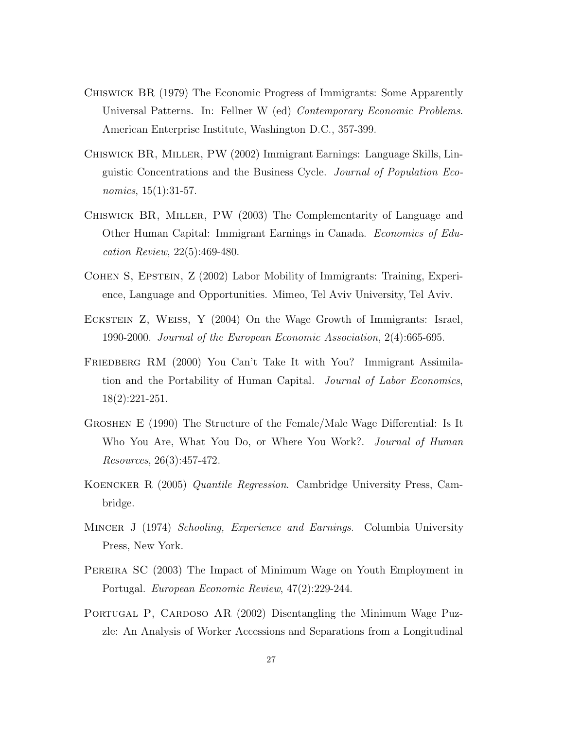Chiswick BR (1979) The Economic Progress of Immigrants: Some Apparently Universal Patterns. In: Fellner W (ed) *Contemporary Economic Problems*. American Enterprise Institute, Washington D.C., 357-399.

Chiswick BR, Miller, PW (2002) Immigrant Earnings: Language Skills, Linguistic Concentrations and the Business Cycle. *Journal of Population Economics*, 15(1):31-57.

Chiswick BR, Miller, PW (2003) The Complementarity of Language and Other Human Capital: Immigrant Earnings in Canada. *Economics of Education Review*, 22(5):469-480.

Cohen S, Epstein, Z (2002) Labor Mobility of Immigrants: Training, Experience, Language and Opportunities. Mimeo, Tel Aviv University, Tel Aviv.

Eckstein Z, Weiss, Y (2004) On the Wage Growth of Immigrants: Israel, 1990-2000. *Journal of the European Economic Association*, 2(4):665-695.

Friedberg RM (2000) You Can't Take It with You? Immigrant Assimilation and the Portability of Human Capital. *Journal of Labor Economics*, 18(2):221-251.

Groshen E (1990) The Structure of the Female/Male Wage Differential: Is It Who You Are, What You Do, or Where You Work?. *Journal of Human Resources*, 26(3):457-472.

Koencker R (2005) *Quantile Regression*. Cambridge University Press, Cambridge.

Mincer J (1974) *Schooling, Experience and Earnings*. Columbia University Press, New York.

Pereira SC (2003) The Impact of Minimum Wage on Youth Employment in Portugal. *European Economic Review*, 47(2):229-244.

Portugal P, Cardoso AR (2002) Disentangling the Minimum Wage Puzzle: An Analysis of Worker Accessions and Separations from a Longitudinal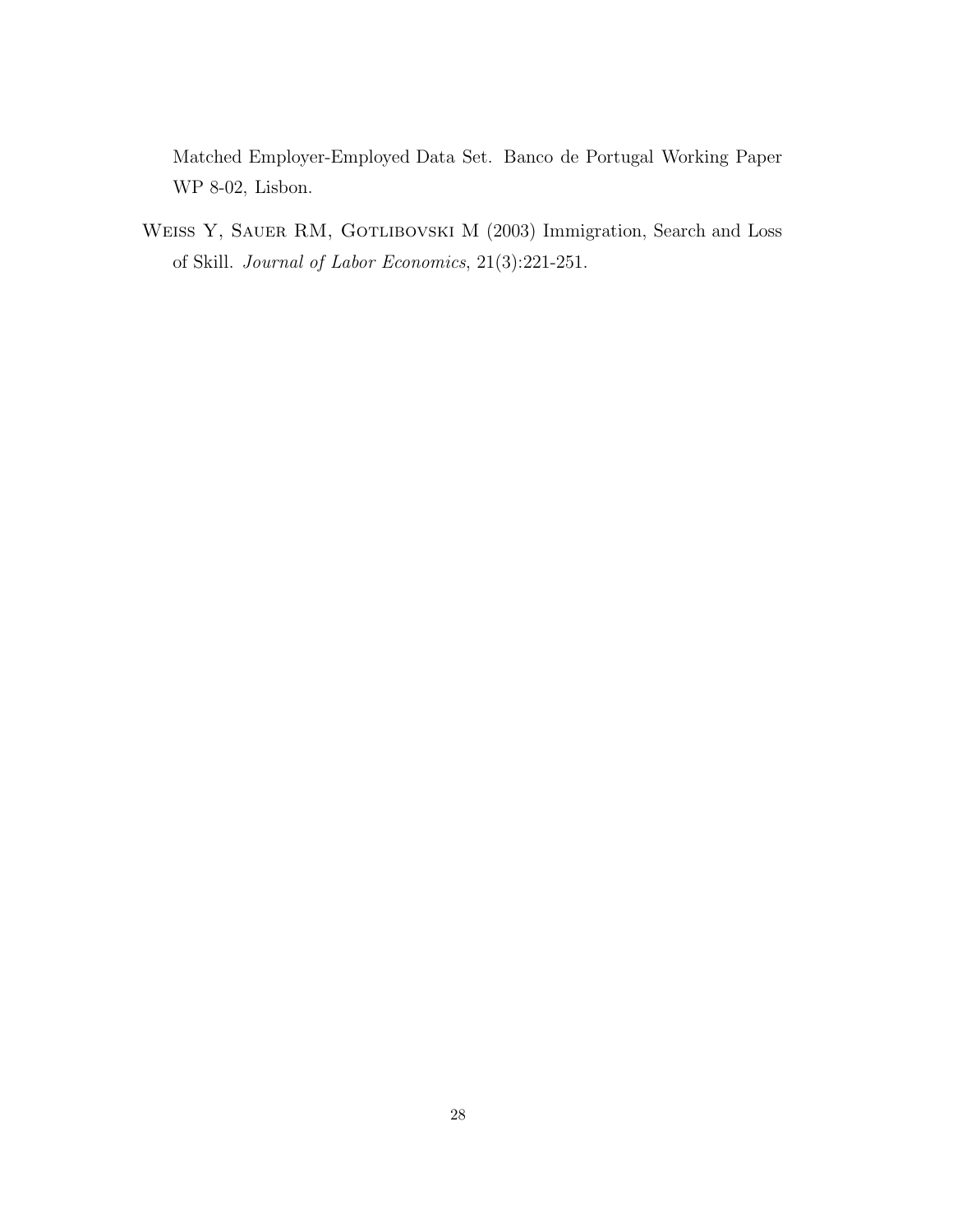Matched Employer-Employed Data Set. Banco de Portugal Working Paper WP 8-02, Lisbon.

Weiss Y, Sauer RM, Gotlibovski M (2003) Immigration, Search and Loss of Skill. *Journal of Labor Economics*, 21(3):221-251.